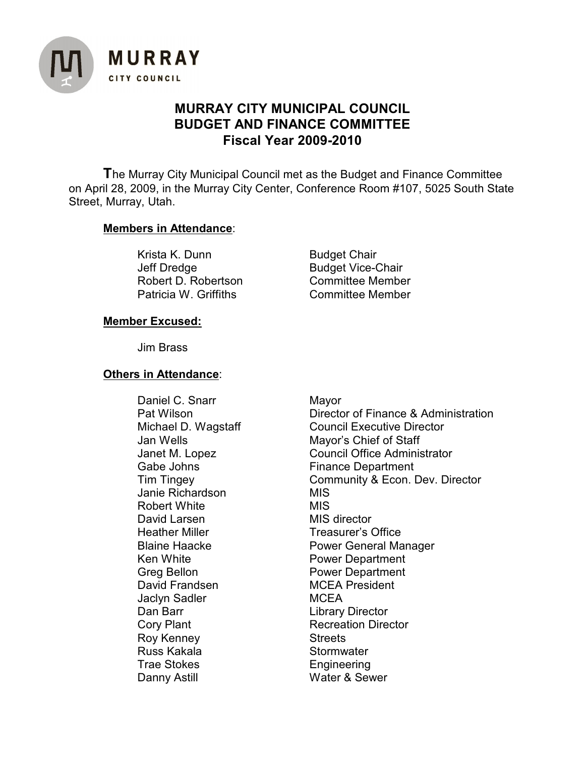MURRAY
CITY COUNCIL

# MURRAY CITY MUNICIPAL COUNCIL
# BUDGET AND FINANCE COMMITTEE
# Fiscal Year 2009-2010

The Murray City Municipal Council met as the Budget and Finance Committee on April 28, 2009, in the Murray City Center, Conference Room #107, 5025 South State Street, Murray, Utah.

**Members in Attendance**:

| | |
|---|---|
| Krista K. Dunn | Budget Chair |
| Jeff Dredge | Budget Vice-Chair |
| Robert D. Robertson | Committee Member |
| Patricia W. Griffiths | Committee Member |

**Member Excused:**

Jim Brass

**Others in Attendance**:

| | |
|---|---|
| Daniel C. Snarr | Mayor |
| Pat Wilson | Director of Finance & Administration |
| Michael D. Wagstaff | Council Executive Director |
| Jan Wells | Mayor's Chief of Staff |
| Janet M. Lopez | Council Office Administrator |
| Gabe Johns | Finance Department |
| Tim Tingey | Community & Econ. Dev. Director |
| Janie Richardson | MIS |
| Robert White | MIS |
| David Larsen | MIS director |
| Heather Miller | Treasurer's Office |
| Blaine Haacke | Power General Manager |
| Ken White | Power Department |
| Greg Bellon | Power Department |
| David Frandsen | MCEA President |
| Jaclyn Sadler | MCEA |
| Dan Barr | Library Director |
| Cory Plant | Recreation Director |
| Roy Kenney | Streets |
| Russ Kakala | Stormwater |
| Trae Stokes | Engineering |
| Danny Astill | Water & Sewer |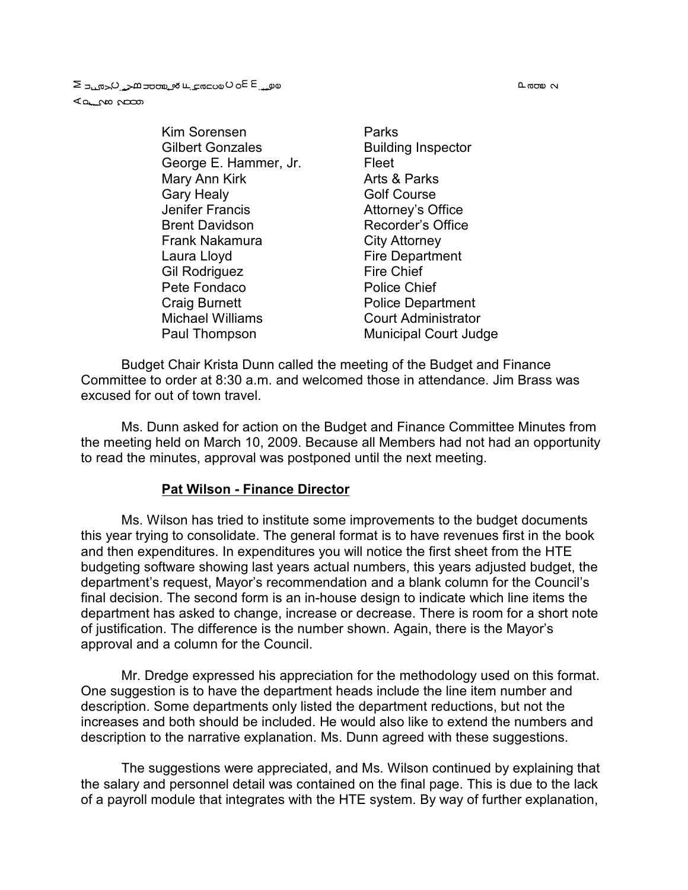| | |
|---|---|
| Kim Sorensen | Parks |
| Gilbert Gonzales | Building Inspector |
| George E. Hammer, Jr. | Fleet |
| Mary Ann Kirk | Arts & Parks |
| Gary Healy | Golf Course |
| Jenifer Francis | Attorney's Office |
| Brent Davidson | Recorder's Office |
| Frank Nakamura | City Attorney |
| Laura Lloyd | Fire Department |
| Gil Rodriguez | Fire Chief |
| Pete Fondaco | Police Chief |
| Craig Burnett | Police Department |
| Michael Williams | Court Administrator |
| Paul Thompson | Municipal Court Judge |

Budget Chair Krista Dunn called the meeting of the Budget and Finance Committee to order at 8:30 a.m. and welcomed those in attendance. Jim Brass was excused for out of town travel.

Ms. Dunn asked for action on the Budget and Finance Committee Minutes from the meeting held on March 10, 2009. Because all Members had not had an opportunity to read the minutes, approval was postponed until the next meeting.

**Pat Wilson - Finance Director**

Ms. Wilson has tried to institute some improvements to the budget documents this year trying to consolidate. The general format is to have revenues first in the book and then expenditures. In expenditures you will notice the first sheet from the HTE budgeting software showing last years actual numbers, this years adjusted budget, the department's request, Mayor's recommendation and a blank column for the Council's final decision. The second form is an in-house design to indicate which line items the department has asked to change, increase or decrease. There is room for a short note of justification. The difference is the number shown. Again, there is the Mayor's approval and a column for the Council.

Mr. Dredge expressed his appreciation for the methodology used on this format. One suggestion is to have the department heads include the line item number and description. Some departments only listed the department reductions, but not the increases and both should be included. He would also like to extend the numbers and description to the narrative explanation. Ms. Dunn agreed with these suggestions.

The suggestions were appreciated, and Ms. Wilson continued by explaining that the salary and personnel detail was contained on the final page. This is due to the lack of a payroll module that integrates with the HTE system. By way of further explanation,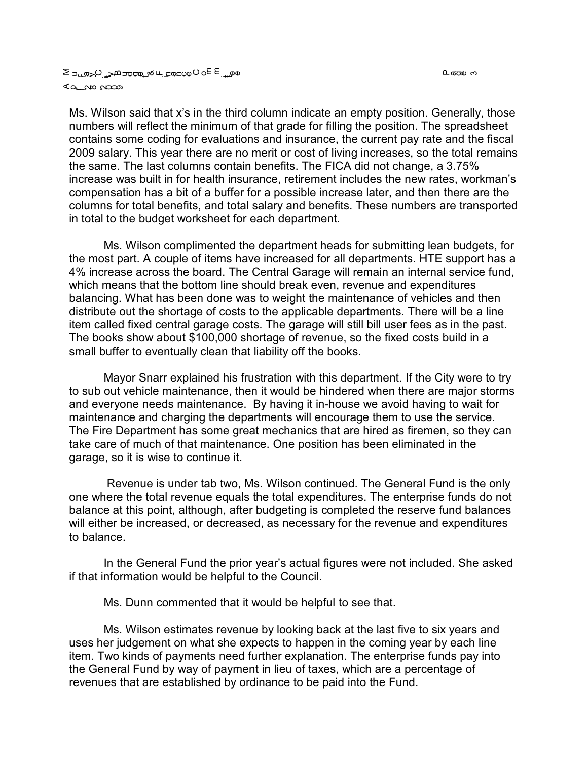Ms. Wilson said that x's in the third column indicate an empty position. Generally, those numbers will reflect the minimum of that grade for filling the position. The spreadsheet contains some coding for evaluations and insurance, the current pay rate and the fiscal 2009 salary. This year there are no merit or cost of living increases, so the total remains the same. The last columns contain benefits. The FICA did not change, a 3.75% increase was built in for health insurance, retirement includes the new rates, workman's compensation has a bit of a buffer for a possible increase later, and then there are the columns for total benefits, and total salary and benefits. These numbers are transported in total to the budget worksheet for each department.

Ms. Wilson complimented the department heads for submitting lean budgets, for the most part. A couple of items have increased for all departments. HTE support has a 4% increase across the board. The Central Garage will remain an internal service fund, which means that the bottom line should break even, revenue and expenditures balancing. What has been done was to weight the maintenance of vehicles and then distribute out the shortage of costs to the applicable departments. There will be a line item called fixed central garage costs. The garage will still bill user fees as in the past. The books show about $100,000 shortage of revenue, so the fixed costs build in a small buffer to eventually clean that liability off the books.

Mayor Snarr explained his frustration with this department. If the City were to try to sub out vehicle maintenance, then it would be hindered when there are major storms and everyone needs maintenance. By having it in-house we avoid having to wait for maintenance and charging the departments will encourage them to use the service. The Fire Department has some great mechanics that are hired as firemen, so they can take care of much of that maintenance. One position has been eliminated in the garage, so it is wise to continue it.

Revenue is under tab two, Ms. Wilson continued. The General Fund is the only one where the total revenue equals the total expenditures. The enterprise funds do not balance at this point, although, after budgeting is completed the reserve fund balances will either be increased, or decreased, as necessary for the revenue and expenditures to balance.

In the General Fund the prior year's actual figures were not included. She asked if that information would be helpful to the Council.

Ms. Dunn commented that it would be helpful to see that.

Ms. Wilson estimates revenue by looking back at the last five to six years and uses her judgement on what she expects to happen in the coming year by each line item. Two kinds of payments need further explanation. The enterprise funds pay into the General Fund by way of payment in lieu of taxes, which are a percentage of revenues that are established by ordinance to be paid into the Fund.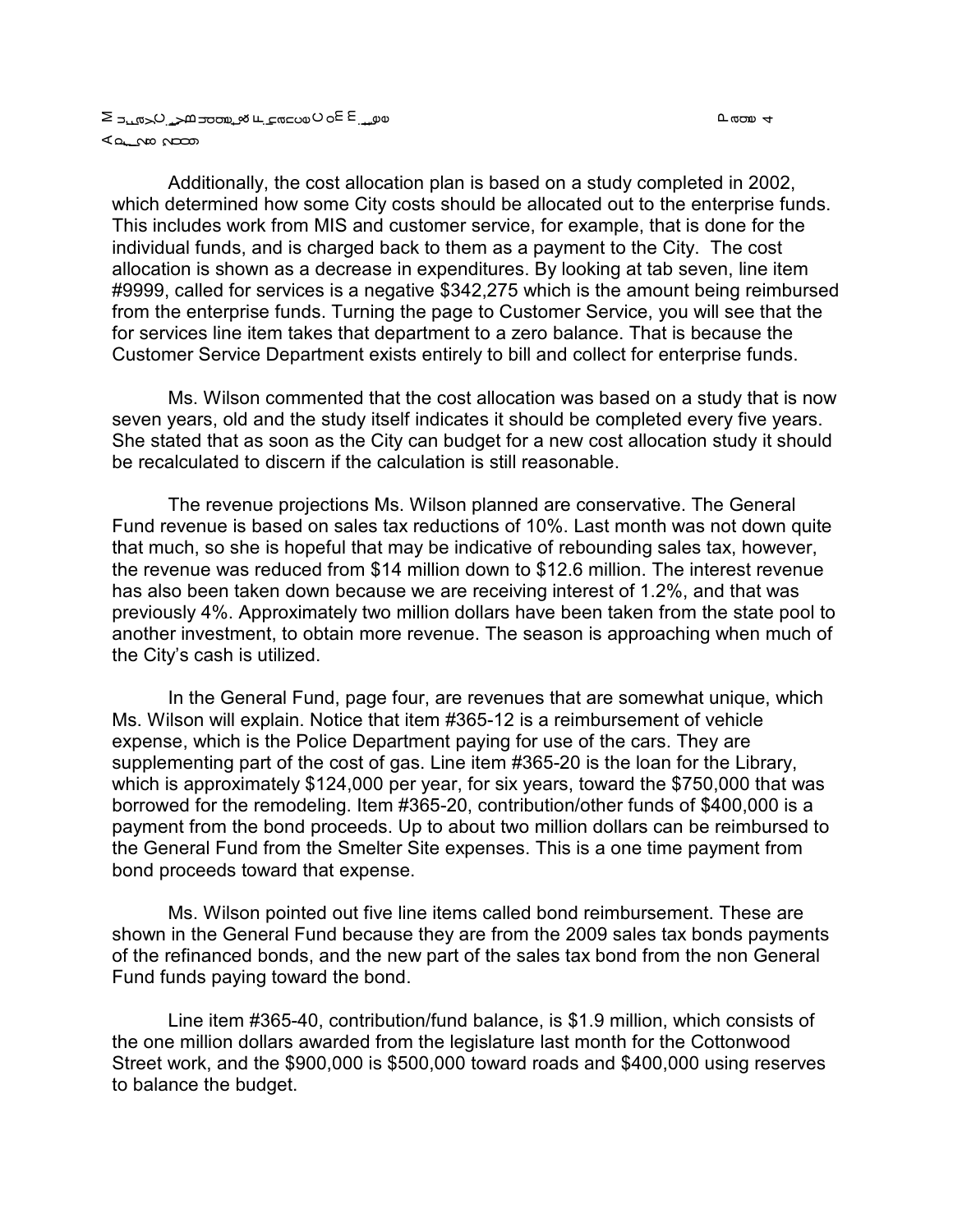Additionally, the cost allocation plan is based on a study completed in 2002, which determined how some City costs should be allocated out to the enterprise funds. This includes work from MIS and customer service, for example, that is done for the individual funds, and is charged back to them as a payment to the City. The cost allocation is shown as a decrease in expenditures. By looking at tab seven, line item #9999, called for services is a negative $342,275 which is the amount being reimbursed from the enterprise funds. Turning the page to Customer Service, you will see that the for services line item takes that department to a zero balance. That is because the Customer Service Department exists entirely to bill and collect for enterprise funds.

Ms. Wilson commented that the cost allocation was based on a study that is now seven years, old and the study itself indicates it should be completed every five years. She stated that as soon as the City can budget for a new cost allocation study it should be recalculated to discern if the calculation is still reasonable.

The revenue projections Ms. Wilson planned are conservative. The General Fund revenue is based on sales tax reductions of 10%. Last month was not down quite that much, so she is hopeful that may be indicative of rebounding sales tax, however, the revenue was reduced from $14 million down to $12.6 million. The interest revenue has also been taken down because we are receiving interest of 1.2%, and that was previously 4%. Approximately two million dollars have been taken from the state pool to another investment, to obtain more revenue. The season is approaching when much of the City's cash is utilized.

In the General Fund, page four, are revenues that are somewhat unique, which Ms. Wilson will explain. Notice that item #365-12 is a reimbursement of vehicle expense, which is the Police Department paying for use of the cars. They are supplementing part of the cost of gas. Line item #365-20 is the loan for the Library, which is approximately $124,000 per year, for six years, toward the $750,000 that was borrowed for the remodeling. Item #365-20, contribution/other funds of $400,000 is a payment from the bond proceeds. Up to about two million dollars can be reimbursed to the General Fund from the Smelter Site expenses. This is a one time payment from bond proceeds toward that expense.

Ms. Wilson pointed out five line items called bond reimbursement. These are shown in the General Fund because they are from the 2009 sales tax bonds payments of the refinanced bonds, and the new part of the sales tax bond from the non General Fund funds paying toward the bond.

Line item #365-40, contribution/fund balance, is $1.9 million, which consists of the one million dollars awarded from the legislature last month for the Cottonwood Street work, and the $900,000 is $500,000 toward roads and $400,000 using reserves to balance the budget.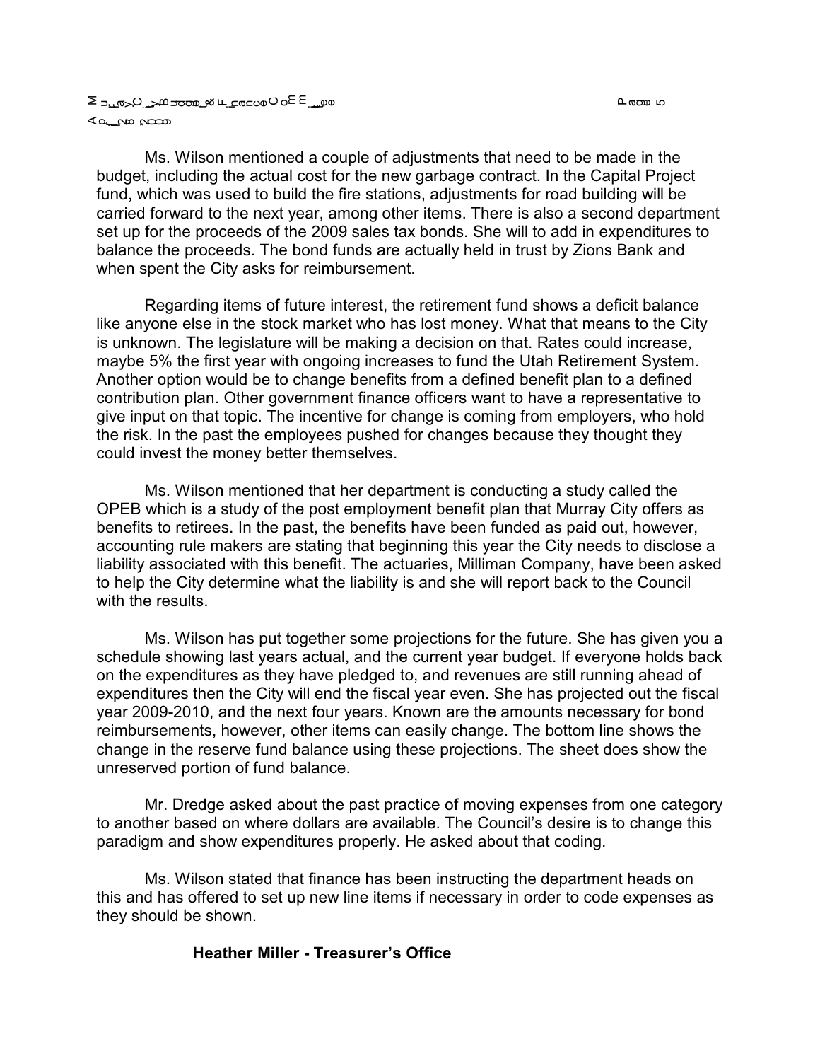Ms. Wilson mentioned a couple of adjustments that need to be made in the budget, including the actual cost for the new garbage contract. In the Capital Project fund, which was used to build the fire stations, adjustments for road building will be carried forward to the next year, among other items. There is also a second department set up for the proceeds of the 2009 sales tax bonds. She will to add in expenditures to balance the proceeds. The bond funds are actually held in trust by Zions Bank and when spent the City asks for reimbursement.

Regarding items of future interest, the retirement fund shows a deficit balance like anyone else in the stock market who has lost money. What that means to the City is unknown. The legislature will be making a decision on that. Rates could increase, maybe 5% the first year with ongoing increases to fund the Utah Retirement System. Another option would be to change benefits from a defined benefit plan to a defined contribution plan. Other government finance officers want to have a representative to give input on that topic. The incentive for change is coming from employers, who hold the risk. In the past the employees pushed for changes because they thought they could invest the money better themselves.

Ms. Wilson mentioned that her department is conducting a study called the OPEB which is a study of the post employment benefit plan that Murray City offers as benefits to retirees. In the past, the benefits have been funded as paid out, however, accounting rule makers are stating that beginning this year the City needs to disclose a liability associated with this benefit. The actuaries, Milliman Company, have been asked to help the City determine what the liability is and she will report back to the Council with the results.

Ms. Wilson has put together some projections for the future. She has given you a schedule showing last years actual, and the current year budget. If everyone holds back on the expenditures as they have pledged to, and revenues are still running ahead of expenditures then the City will end the fiscal year even. She has projected out the fiscal year 2009-2010, and the next four years. Known are the amounts necessary for bond reimbursements, however, other items can easily change. The bottom line shows the change in the reserve fund balance using these projections. The sheet does show the unreserved portion of fund balance.

Mr. Dredge asked about the past practice of moving expenses from one category to another based on where dollars are available. The Council's desire is to change this paradigm and show expenditures properly. He asked about that coding.

Ms. Wilson stated that finance has been instructing the department heads on this and has offered to set up new line items if necessary in order to code expenses as they should be shown.

**<u>Heather Miller - Treasurer's Office</u>**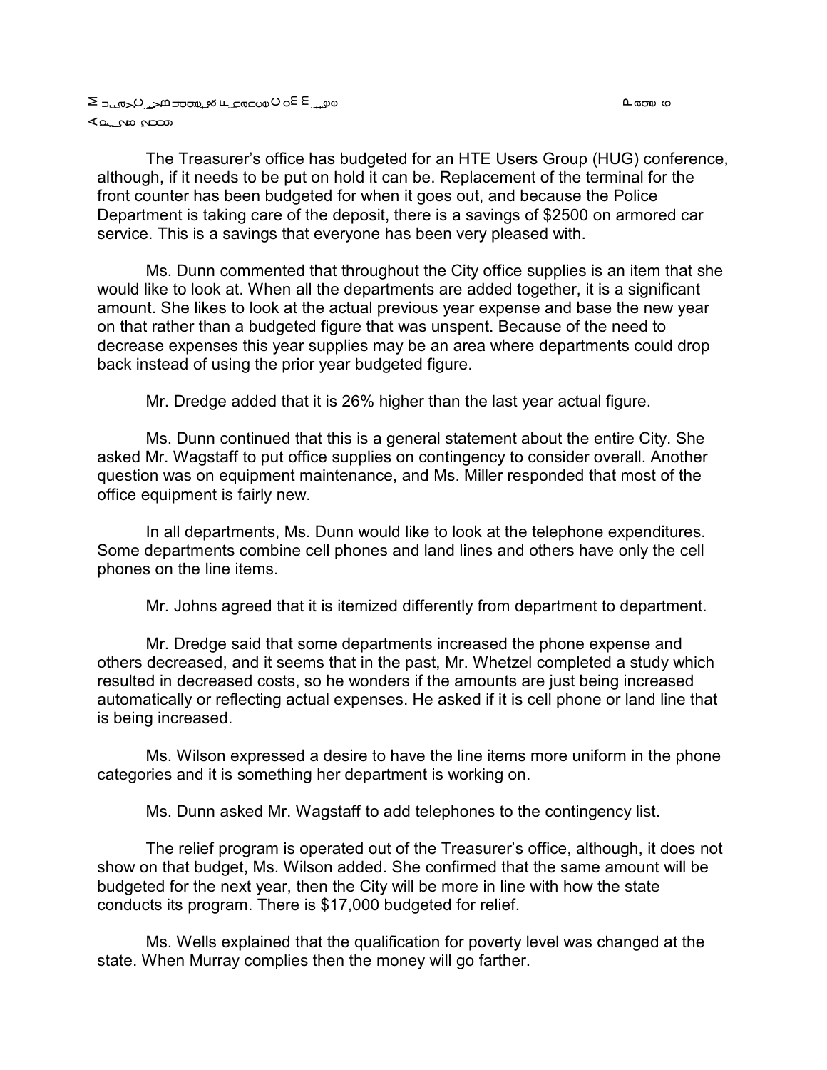The Treasurer's office has budgeted for an HTE Users Group (HUG) conference, although, if it needs to be put on hold it can be. Replacement of the terminal for the front counter has been budgeted for when it goes out, and because the Police Department is taking care of the deposit, there is a savings of $2500 on armored car service. This is a savings that everyone has been very pleased with.

Ms. Dunn commented that throughout the City office supplies is an item that she would like to look at. When all the departments are added together, it is a significant amount. She likes to look at the actual previous year expense and base the new year on that rather than a budgeted figure that was unspent. Because of the need to decrease expenses this year supplies may be an area where departments could drop back instead of using the prior year budgeted figure.

Mr. Dredge added that it is 26% higher than the last year actual figure.

Ms. Dunn continued that this is a general statement about the entire City. She asked Mr. Wagstaff to put office supplies on contingency to consider overall. Another question was on equipment maintenance, and Ms. Miller responded that most of the office equipment is fairly new.

In all departments, Ms. Dunn would like to look at the telephone expenditures. Some departments combine cell phones and land lines and others have only the cell phones on the line items.

Mr. Johns agreed that it is itemized differently from department to department.

Mr. Dredge said that some departments increased the phone expense and others decreased, and it seems that in the past, Mr. Whetzel completed a study which resulted in decreased costs, so he wonders if the amounts are just being increased automatically or reflecting actual expenses. He asked if it is cell phone or land line that is being increased.

Ms. Wilson expressed a desire to have the line items more uniform in the phone categories and it is something her department is working on.

Ms. Dunn asked Mr. Wagstaff to add telephones to the contingency list.

The relief program is operated out of the Treasurer's office, although, it does not show on that budget, Ms. Wilson added. She confirmed that the same amount will be budgeted for the next year, then the City will be more in line with how the state conducts its program. There is $17,000 budgeted for relief.

Ms. Wells explained that the qualification for poverty level was changed at the state. When Murray complies then the money will go farther.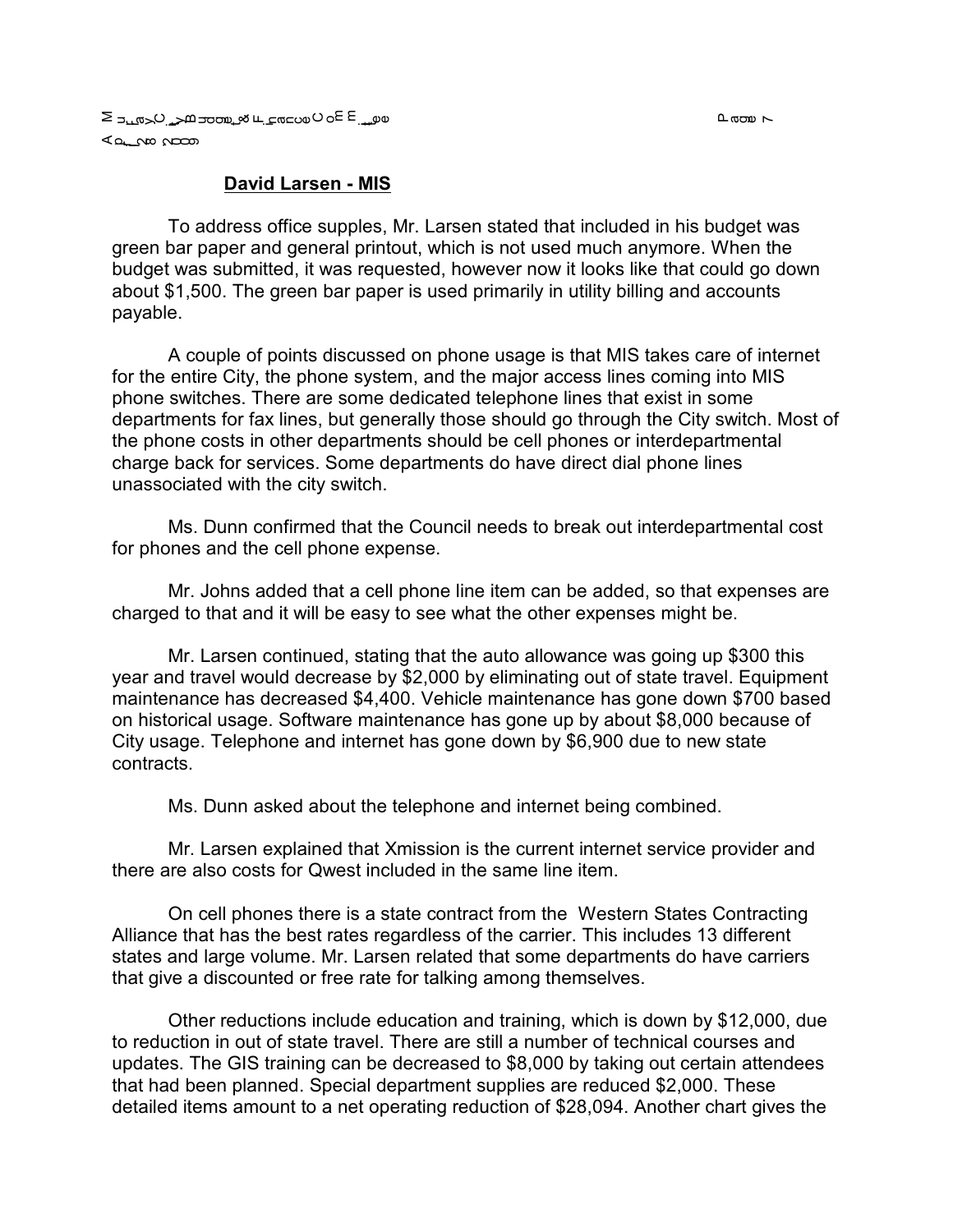**David Larsen - MIS**

To address office supples, Mr. Larsen stated that included in his budget was green bar paper and general printout, which is not used much anymore. When the budget was submitted, it was requested, however now it looks like that could go down about $1,500. The green bar paper is used primarily in utility billing and accounts payable.

A couple of points discussed on phone usage is that MIS takes care of internet for the entire City, the phone system, and the major access lines coming into MIS phone switches. There are some dedicated telephone lines that exist in some departments for fax lines, but generally those should go through the City switch. Most of the phone costs in other departments should be cell phones or interdepartmental charge back for services. Some departments do have direct dial phone lines unassociated with the city switch.

Ms. Dunn confirmed that the Council needs to break out interdepartmental cost for phones and the cell phone expense.

Mr. Johns added that a cell phone line item can be added, so that expenses are charged to that and it will be easy to see what the other expenses might be.

Mr. Larsen continued, stating that the auto allowance was going up $300 this year and travel would decrease by $2,000 by eliminating out of state travel. Equipment maintenance has decreased $4,400. Vehicle maintenance has gone down $700 based on historical usage. Software maintenance has gone up by about $8,000 because of City usage. Telephone and internet has gone down by $6,900 due to new state contracts.

Ms. Dunn asked about the telephone and internet being combined.

Mr. Larsen explained that Xmission is the current internet service provider and there are also costs for Qwest included in the same line item.

On cell phones there is a state contract from the Western States Contracting Alliance that has the best rates regardless of the carrier. This includes 13 different states and large volume. Mr. Larsen related that some departments do have carriers that give a discounted or free rate for talking among themselves.

Other reductions include education and training, which is down by $12,000, due to reduction in out of state travel. There are still a number of technical courses and updates. The GIS training can be decreased to $8,000 by taking out certain attendees that had been planned. Special department supplies are reduced $2,000. These detailed items amount to a net operating reduction of $28,094. Another chart gives the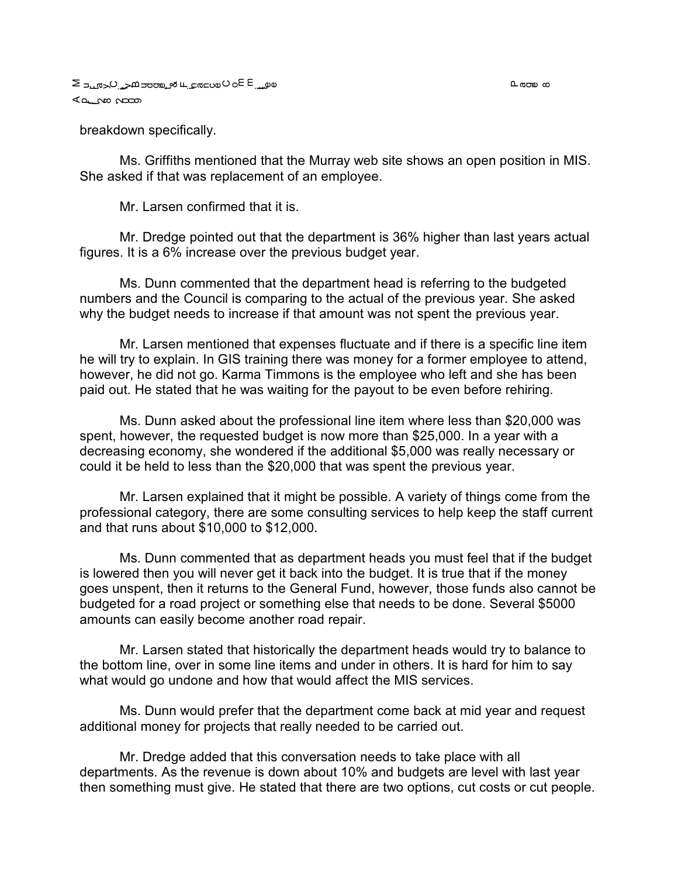breakdown specifically.

Ms. Griffiths mentioned that the Murray web site shows an open position in MIS. She asked if that was replacement of an employee.

Mr. Larsen confirmed that it is.

Mr. Dredge pointed out that the department is 36% higher than last years actual figures. It is a 6% increase over the previous budget year.

Ms. Dunn commented that the department head is referring to the budgeted numbers and the Council is comparing to the actual of the previous year. She asked why the budget needs to increase if that amount was not spent the previous year.

Mr. Larsen mentioned that expenses fluctuate and if there is a specific line item he will try to explain. In GIS training there was money for a former employee to attend, however, he did not go. Karma Timmons is the employee who left and she has been paid out. He stated that he was waiting for the payout to be even before rehiring.

Ms. Dunn asked about the professional line item where less than $20,000 was spent, however, the requested budget is now more than $25,000. In a year with a decreasing economy, she wondered if the additional $5,000 was really necessary or could it be held to less than the $20,000 that was spent the previous year.

Mr. Larsen explained that it might be possible. A variety of things come from the professional category, there are some consulting services to help keep the staff current and that runs about $10,000 to $12,000.

Ms. Dunn commented that as department heads you must feel that if the budget is lowered then you will never get it back into the budget. It is true that if the money goes unspent, then it returns to the General Fund, however, those funds also cannot be budgeted for a road project or something else that needs to be done. Several $5000 amounts can easily become another road repair.

Mr. Larsen stated that historically the department heads would try to balance to the bottom line, over in some line items and under in others. It is hard for him to say what would go undone and how that would affect the MIS services.

Ms. Dunn would prefer that the department come back at mid year and request additional money for projects that really needed to be carried out.

Mr. Dredge added that this conversation needs to take place with all departments. As the revenue is down about 10% and budgets are level with last year then something must give. He stated that there are two options, cut costs or cut people.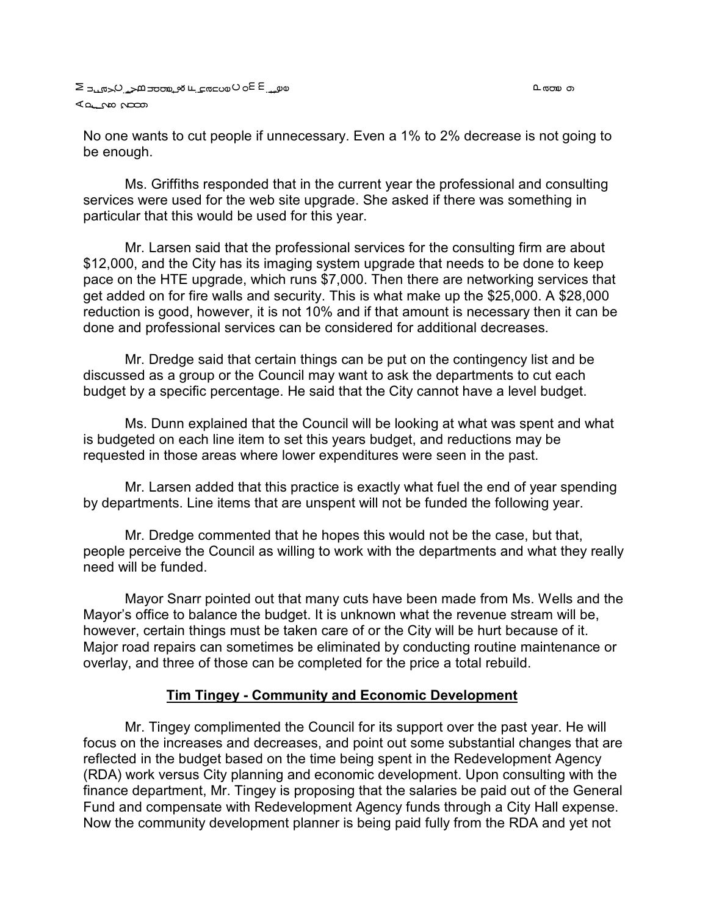No one wants to cut people if unnecessary. Even a 1% to 2% decrease is not going to be enough.

Ms. Griffiths responded that in the current year the professional and consulting services were used for the web site upgrade. She asked if there was something in particular that this would be used for this year.

Mr. Larsen said that the professional services for the consulting firm are about $12,000, and the City has its imaging system upgrade that needs to be done to keep pace on the HTE upgrade, which runs $7,000. Then there are networking services that get added on for fire walls and security. This is what make up the $25,000. A $28,000 reduction is good, however, it is not 10% and if that amount is necessary then it can be done and professional services can be considered for additional decreases.

Mr. Dredge said that certain things can be put on the contingency list and be discussed as a group or the Council may want to ask the departments to cut each budget by a specific percentage. He said that the City cannot have a level budget.

Ms. Dunn explained that the Council will be looking at what was spent and what is budgeted on each line item to set this years budget, and reductions may be requested in those areas where lower expenditures were seen in the past.

Mr. Larsen added that this practice is exactly what fuel the end of year spending by departments. Line items that are unspent will not be funded the following year.

Mr. Dredge commented that he hopes this would not be the case, but that, people perceive the Council as willing to work with the departments and what they really need will be funded.

Mayor Snarr pointed out that many cuts have been made from Ms. Wells and the Mayor's office to balance the budget. It is unknown what the revenue stream will be, however, certain things must be taken care of or the City will be hurt because of it. Major road repairs can sometimes be eliminated by conducting routine maintenance or overlay, and three of those can be completed for the price a total rebuild.

## Tim Tingey - Community and Economic Development

Mr. Tingey complimented the Council for its support over the past year. He will focus on the increases and decreases, and point out some substantial changes that are reflected in the budget based on the time being spent in the Redevelopment Agency (RDA) work versus City planning and economic development. Upon consulting with the finance department, Mr. Tingey is proposing that the salaries be paid out of the General Fund and compensate with Redevelopment Agency funds through a City Hall expense. Now the community development planner is being paid fully from the RDA and yet not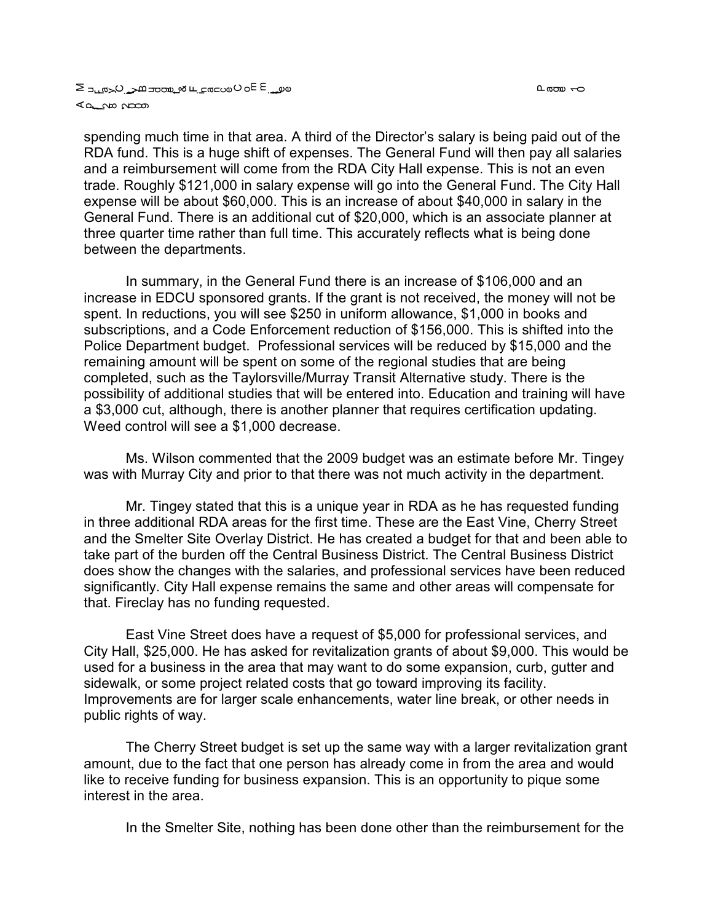spending much time in that area. A third of the Director's salary is being paid out of the RDA fund. This is a huge shift of expenses. The General Fund will then pay all salaries and a reimbursement will come from the RDA City Hall expense. This is not an even trade. Roughly $121,000 in salary expense will go into the General Fund. The City Hall expense will be about $60,000. This is an increase of about $40,000 in salary in the General Fund. There is an additional cut of $20,000, which is an associate planner at three quarter time rather than full time. This accurately reflects what is being done between the departments.

In summary, in the General Fund there is an increase of $106,000 and an increase in EDCU sponsored grants. If the grant is not received, the money will not be spent. In reductions, you will see $250 in uniform allowance, $1,000 in books and subscriptions, and a Code Enforcement reduction of $156,000. This is shifted into the Police Department budget. Professional services will be reduced by $15,000 and the remaining amount will be spent on some of the regional studies that are being completed, such as the Taylorsville/Murray Transit Alternative study. There is the possibility of additional studies that will be entered into. Education and training will have a $3,000 cut, although, there is another planner that requires certification updating. Weed control will see a $1,000 decrease.

Ms. Wilson commented that the 2009 budget was an estimate before Mr. Tingey was with Murray City and prior to that there was not much activity in the department.

Mr. Tingey stated that this is a unique year in RDA as he has requested funding in three additional RDA areas for the first time. These are the East Vine, Cherry Street and the Smelter Site Overlay District. He has created a budget for that and been able to take part of the burden off the Central Business District. The Central Business District does show the changes with the salaries, and professional services have been reduced significantly. City Hall expense remains the same and other areas will compensate for that. Fireclay has no funding requested.

East Vine Street does have a request of $5,000 for professional services, and City Hall, $25,000. He has asked for revitalization grants of about $9,000. This would be used for a business in the area that may want to do some expansion, curb, gutter and sidewalk, or some project related costs that go toward improving its facility. Improvements are for larger scale enhancements, water line break, or other needs in public rights of way.

The Cherry Street budget is set up the same way with a larger revitalization grant amount, due to the fact that one person has already come in from the area and would like to receive funding for business expansion. This is an opportunity to pique some interest in the area.

In the Smelter Site, nothing has been done other than the reimbursement for the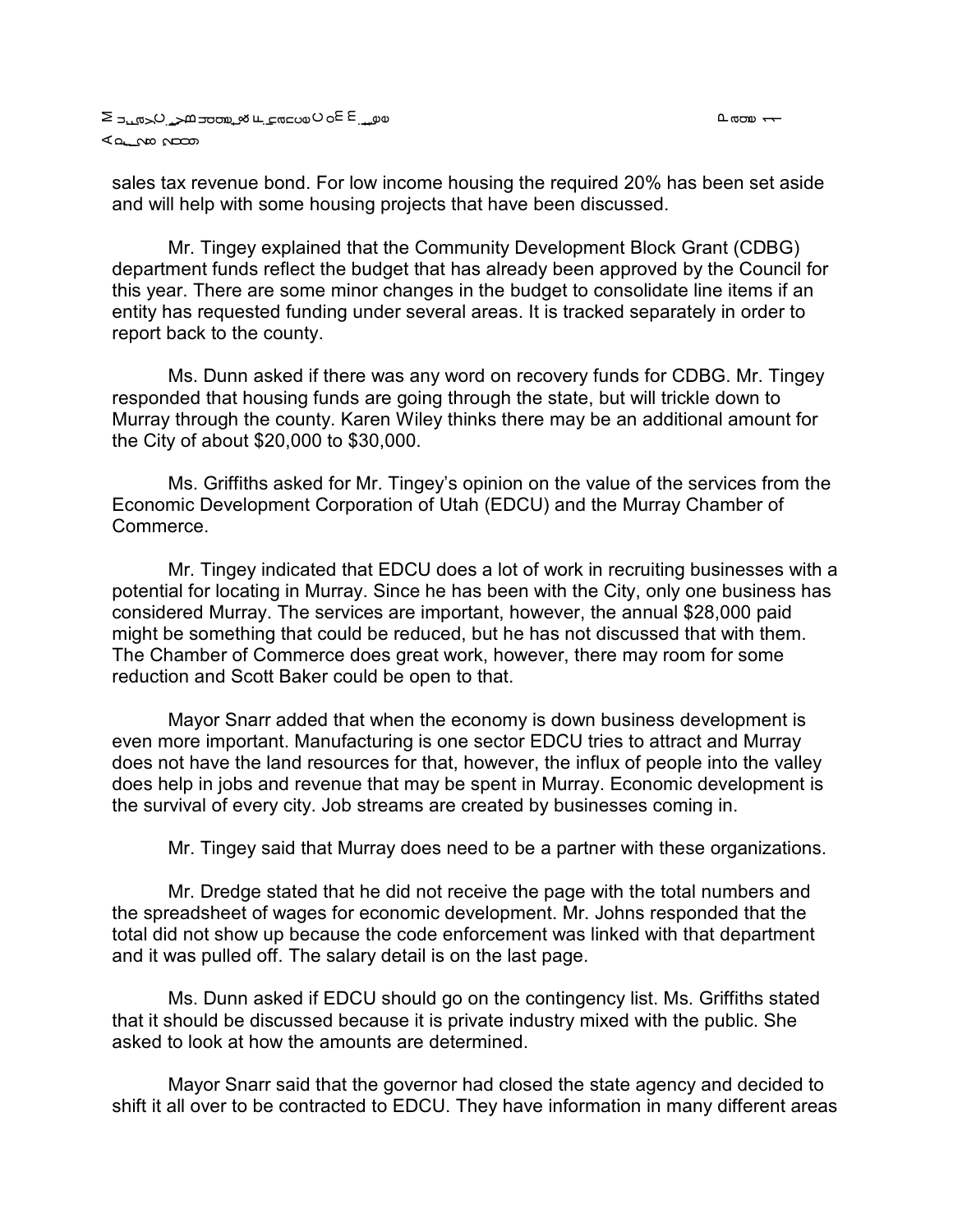sales tax revenue bond. For low income housing the required 20% has been set aside and will help with some housing projects that have been discussed.

Mr. Tingey explained that the Community Development Block Grant (CDBG) department funds reflect the budget that has already been approved by the Council for this year. There are some minor changes in the budget to consolidate line items if an entity has requested funding under several areas. It is tracked separately in order to report back to the county.

Ms. Dunn asked if there was any word on recovery funds for CDBG. Mr. Tingey responded that housing funds are going through the state, but will trickle down to Murray through the county. Karen Wiley thinks there may be an additional amount for the City of about $20,000 to $30,000.

Ms. Griffiths asked for Mr. Tingey's opinion on the value of the services from the Economic Development Corporation of Utah (EDCU) and the Murray Chamber of Commerce.

Mr. Tingey indicated that EDCU does a lot of work in recruiting businesses with a potential for locating in Murray. Since he has been with the City, only one business has considered Murray. The services are important, however, the annual $28,000 paid might be something that could be reduced, but he has not discussed that with them. The Chamber of Commerce does great work, however, there may room for some reduction and Scott Baker could be open to that.

Mayor Snarr added that when the economy is down business development is even more important. Manufacturing is one sector EDCU tries to attract and Murray does not have the land resources for that, however, the influx of people into the valley does help in jobs and revenue that may be spent in Murray. Economic development is the survival of every city. Job streams are created by businesses coming in.

Mr. Tingey said that Murray does need to be a partner with these organizations.

Mr. Dredge stated that he did not receive the page with the total numbers and the spreadsheet of wages for economic development. Mr. Johns responded that the total did not show up because the code enforcement was linked with that department and it was pulled off. The salary detail is on the last page.

Ms. Dunn asked if EDCU should go on the contingency list. Ms. Griffiths stated that it should be discussed because it is private industry mixed with the public. She asked to look at how the amounts are determined.

Mayor Snarr said that the governor had closed the state agency and decided to shift it all over to be contracted to EDCU. They have information in many different areas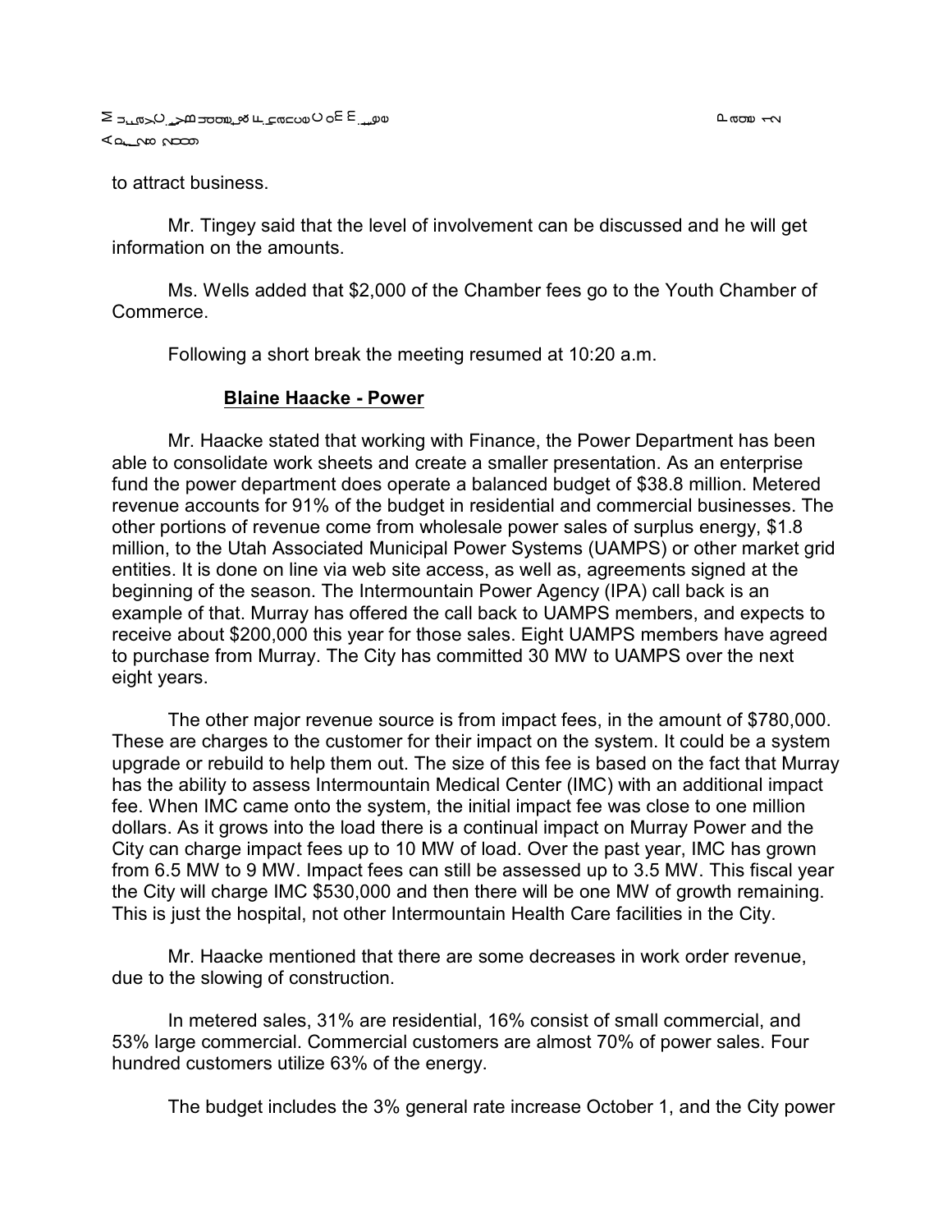to attract business.

Mr. Tingey said that the level of involvement can be discussed and he will get information on the amounts.

Ms. Wells added that $2,000 of the Chamber fees go to the Youth Chamber of Commerce.

Following a short break the meeting resumed at 10:20 a.m.

**Blaine Haacke - Power**

Mr. Haacke stated that working with Finance, the Power Department has been able to consolidate work sheets and create a smaller presentation. As an enterprise fund the power department does operate a balanced budget of $38.8 million. Metered revenue accounts for 91% of the budget in residential and commercial businesses. The other portions of revenue come from wholesale power sales of surplus energy, $1.8 million, to the Utah Associated Municipal Power Systems (UAMPS) or other market grid entities. It is done on line via web site access, as well as, agreements signed at the beginning of the season. The Intermountain Power Agency (IPA) call back is an example of that. Murray has offered the call back to UAMPS members, and expects to receive about $200,000 this year for those sales. Eight UAMPS members have agreed to purchase from Murray. The City has committed 30 MW to UAMPS over the next eight years.

The other major revenue source is from impact fees, in the amount of $780,000. These are charges to the customer for their impact on the system. It could be a system upgrade or rebuild to help them out. The size of this fee is based on the fact that Murray has the ability to assess Intermountain Medical Center (IMC) with an additional impact fee. When IMC came onto the system, the initial impact fee was close to one million dollars. As it grows into the load there is a continual impact on Murray Power and the City can charge impact fees up to 10 MW of load. Over the past year, IMC has grown from 6.5 MW to 9 MW. Impact fees can still be assessed up to 3.5 MW. This fiscal year the City will charge IMC $530,000 and then there will be one MW of growth remaining. This is just the hospital, not other Intermountain Health Care facilities in the City.

Mr. Haacke mentioned that there are some decreases in work order revenue, due to the slowing of construction.

In metered sales, 31% are residential, 16% consist of small commercial, and 53% large commercial. Commercial customers are almost 70% of power sales. Four hundred customers utilize 63% of the energy.

The budget includes the 3% general rate increase October 1, and the City power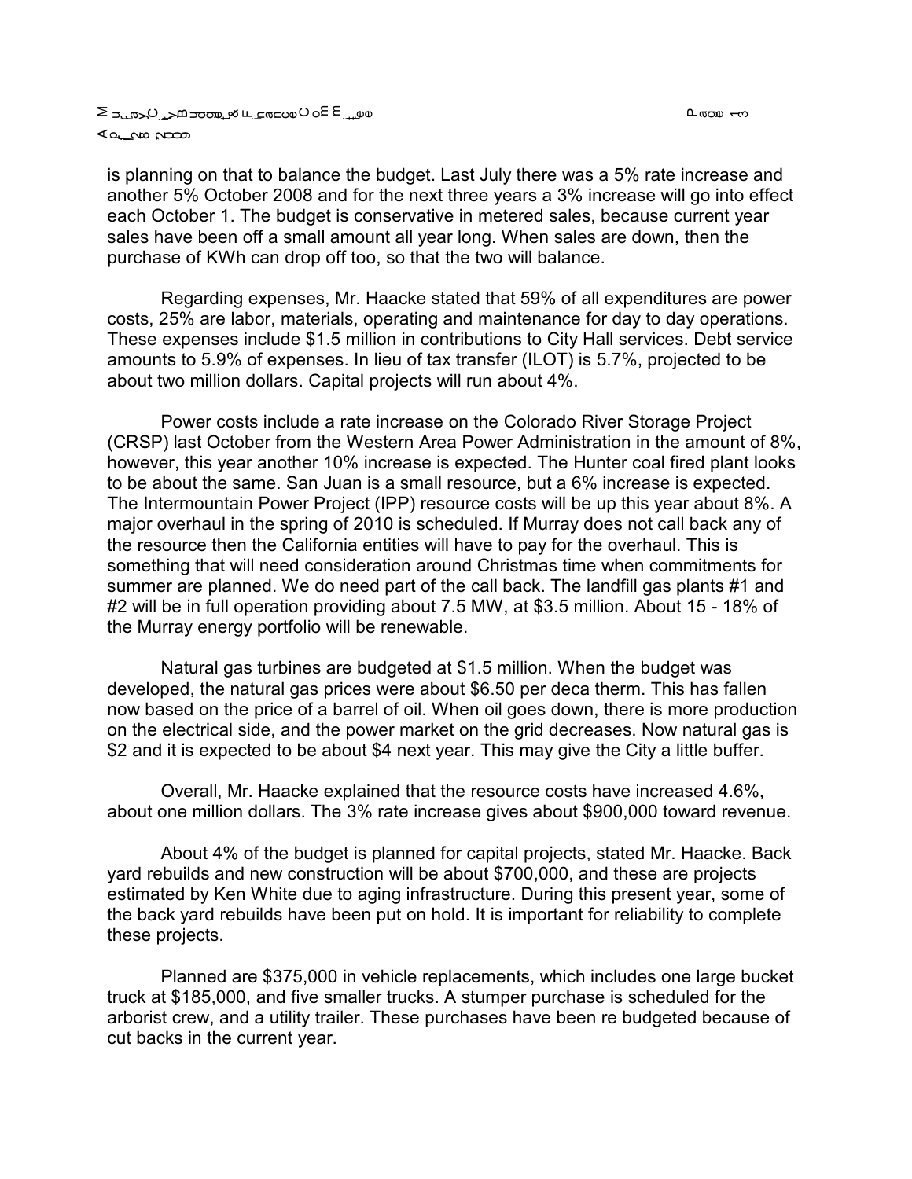is planning on that to balance the budget. Last July there was a 5% rate increase and another 5% October 2008 and for the next three years a 3% increase will go into effect each October 1. The budget is conservative in metered sales, because current year sales have been off a small amount all year long. When sales are down, then the purchase of KWh can drop off too, so that the two will balance.

Regarding expenses, Mr. Haacke stated that 59% of all expenditures are power costs, 25% are labor, materials, operating and maintenance for day to day operations. These expenses include $1.5 million in contributions to City Hall services. Debt service amounts to 5.9% of expenses. In lieu of tax transfer (ILOT) is 5.7%, projected to be about two million dollars. Capital projects will run about 4%.

Power costs include a rate increase on the Colorado River Storage Project (CRSP) last October from the Western Area Power Administration in the amount of 8%, however, this year another 10% increase is expected. The Hunter coal fired plant looks to be about the same. San Juan is a small resource, but a 6% increase is expected. The Intermountain Power Project (IPP) resource costs will be up this year about 8%. A major overhaul in the spring of 2010 is scheduled. If Murray does not call back any of the resource then the California entities will have to pay for the overhaul. This is something that will need consideration around Christmas time when commitments for summer are planned. We do need part of the call back. The landfill gas plants #1 and #2 will be in full operation providing about 7.5 MW, at $3.5 million. About 15 - 18% of the Murray energy portfolio will be renewable.

Natural gas turbines are budgeted at $1.5 million. When the budget was developed, the natural gas prices were about $6.50 per deca therm. This has fallen now based on the price of a barrel of oil. When oil goes down, there is more production on the electrical side, and the power market on the grid decreases. Now natural gas is $2 and it is expected to be about $4 next year. This may give the City a little buffer.

Overall, Mr. Haacke explained that the resource costs have increased 4.6%, about one million dollars. The 3% rate increase gives about $900,000 toward revenue.

About 4% of the budget is planned for capital projects, stated Mr. Haacke. Back yard rebuilds and new construction will be about $700,000, and these are projects estimated by Ken White due to aging infrastructure. During this present year, some of the back yard rebuilds have been put on hold. It is important for reliability to complete these projects.

Planned are $375,000 in vehicle replacements, which includes one large bucket truck at $185,000, and five smaller trucks. A stumper purchase is scheduled for the arborist crew, and a utility trailer. These purchases have been re budgeted because of cut backs in the current year.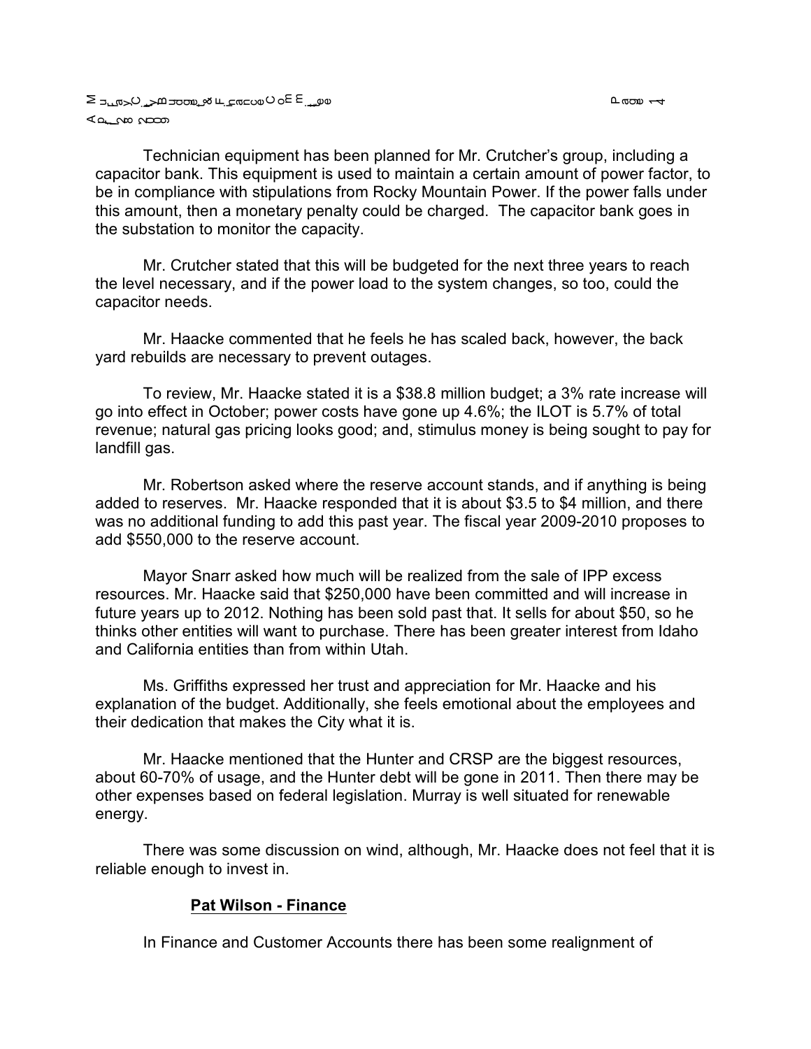Technician equipment has been planned for Mr. Crutcher's group, including a capacitor bank. This equipment is used to maintain a certain amount of power factor, to be in compliance with stipulations from Rocky Mountain Power. If the power falls under this amount, then a monetary penalty could be charged. The capacitor bank goes in the substation to monitor the capacity.

Mr. Crutcher stated that this will be budgeted for the next three years to reach the level necessary, and if the power load to the system changes, so too, could the capacitor needs.

Mr. Haacke commented that he feels he has scaled back, however, the back yard rebuilds are necessary to prevent outages.

To review, Mr. Haacke stated it is a $38.8 million budget; a 3% rate increase will go into effect in October; power costs have gone up 4.6%; the ILOT is 5.7% of total revenue; natural gas pricing looks good; and, stimulus money is being sought to pay for landfill gas.

Mr. Robertson asked where the reserve account stands, and if anything is being added to reserves. Mr. Haacke responded that it is about $3.5 to $4 million, and there was no additional funding to add this past year. The fiscal year 2009-2010 proposes to add $550,000 to the reserve account.

Mayor Snarr asked how much will be realized from the sale of IPP excess resources. Mr. Haacke said that $250,000 have been committed and will increase in future years up to 2012. Nothing has been sold past that. It sells for about $50, so he thinks other entities will want to purchase. There has been greater interest from Idaho and California entities than from within Utah.

Ms. Griffiths expressed her trust and appreciation for Mr. Haacke and his explanation of the budget. Additionally, she feels emotional about the employees and their dedication that makes the City what it is.

Mr. Haacke mentioned that the Hunter and CRSP are the biggest resources, about 60-70% of usage, and the Hunter debt will be gone in 2011. Then there may be other expenses based on federal legislation. Murray is well situated for renewable energy.

There was some discussion on wind, although, Mr. Haacke does not feel that it is reliable enough to invest in.

**Pat Wilson - Finance**

In Finance and Customer Accounts there has been some realignment of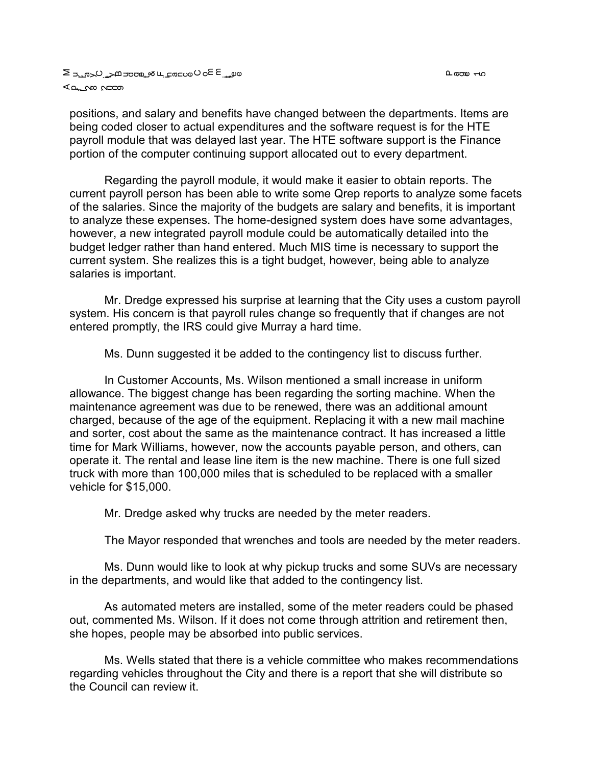positions, and salary and benefits have changed between the departments. Items are being coded closer to actual expenditures and the software request is for the HTE payroll module that was delayed last year. The HTE software support is the Finance portion of the computer continuing support allocated out to every department.

Regarding the payroll module, it would make it easier to obtain reports. The current payroll person has been able to write some Qrep reports to analyze some facets of the salaries. Since the majority of the budgets are salary and benefits, it is important to analyze these expenses. The home-designed system does have some advantages, however, a new integrated payroll module could be automatically detailed into the budget ledger rather than hand entered. Much MIS time is necessary to support the current system. She realizes this is a tight budget, however, being able to analyze salaries is important.

Mr. Dredge expressed his surprise at learning that the City uses a custom payroll system. His concern is that payroll rules change so frequently that if changes are not entered promptly, the IRS could give Murray a hard time.

Ms. Dunn suggested it be added to the contingency list to discuss further.

In Customer Accounts, Ms. Wilson mentioned a small increase in uniform allowance. The biggest change has been regarding the sorting machine. When the maintenance agreement was due to be renewed, there was an additional amount charged, because of the age of the equipment. Replacing it with a new mail machine and sorter, cost about the same as the maintenance contract. It has increased a little time for Mark Williams, however, now the accounts payable person, and others, can operate it. The rental and lease line item is the new machine. There is one full sized truck with more than 100,000 miles that is scheduled to be replaced with a smaller vehicle for $15,000.

Mr. Dredge asked why trucks are needed by the meter readers.

The Mayor responded that wrenches and tools are needed by the meter readers.

Ms. Dunn would like to look at why pickup trucks and some SUVs are necessary in the departments, and would like that added to the contingency list.

As automated meters are installed, some of the meter readers could be phased out, commented Ms. Wilson. If it does not come through attrition and retirement then, she hopes, people may be absorbed into public services.

Ms. Wells stated that there is a vehicle committee who makes recommendations regarding vehicles throughout the City and there is a report that she will distribute so the Council can review it.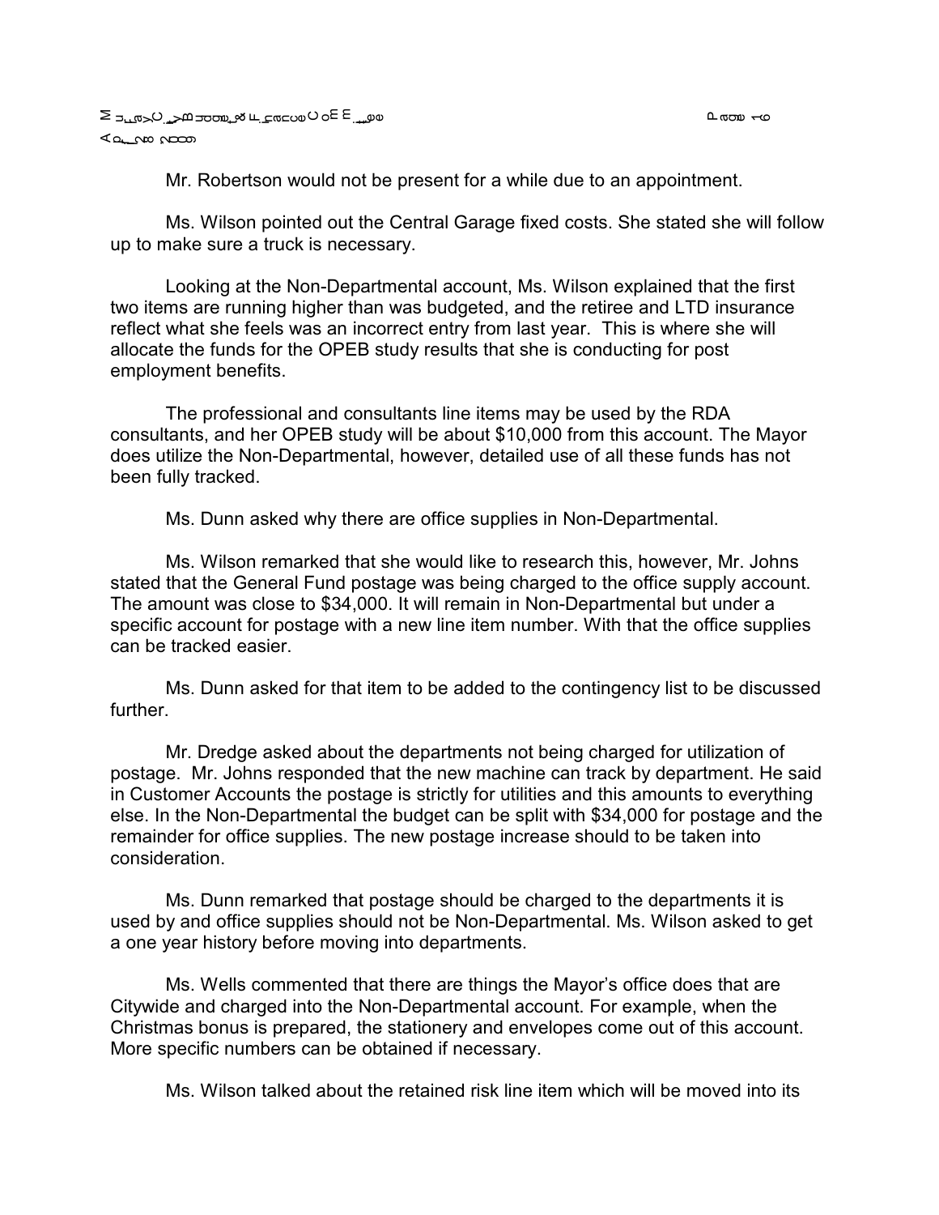Mr. Robertson would not be present for a while due to an appointment.

Ms. Wilson pointed out the Central Garage fixed costs. She stated she will follow up to make sure a truck is necessary.

Looking at the Non-Departmental account, Ms. Wilson explained that the first two items are running higher than was budgeted, and the retiree and LTD insurance reflect what she feels was an incorrect entry from last year. This is where she will allocate the funds for the OPEB study results that she is conducting for post employment benefits.

The professional and consultants line items may be used by the RDA consultants, and her OPEB study will be about $10,000 from this account. The Mayor does utilize the Non-Departmental, however, detailed use of all these funds has not been fully tracked.

Ms. Dunn asked why there are office supplies in Non-Departmental.

Ms. Wilson remarked that she would like to research this, however, Mr. Johns stated that the General Fund postage was being charged to the office supply account. The amount was close to $34,000. It will remain in Non-Departmental but under a specific account for postage with a new line item number. With that the office supplies can be tracked easier.

Ms. Dunn asked for that item to be added to the contingency list to be discussed further.

Mr. Dredge asked about the departments not being charged for utilization of postage. Mr. Johns responded that the new machine can track by department. He said in Customer Accounts the postage is strictly for utilities and this amounts to everything else. In the Non-Departmental the budget can be split with $34,000 for postage and the remainder for office supplies. The new postage increase should to be taken into consideration.

Ms. Dunn remarked that postage should be charged to the departments it is used by and office supplies should not be Non-Departmental. Ms. Wilson asked to get a one year history before moving into departments.

Ms. Wells commented that there are things the Mayor's office does that are Citywide and charged into the Non-Departmental account. For example, when the Christmas bonus is prepared, the stationery and envelopes come out of this account. More specific numbers can be obtained if necessary.

Ms. Wilson talked about the retained risk line item which will be moved into its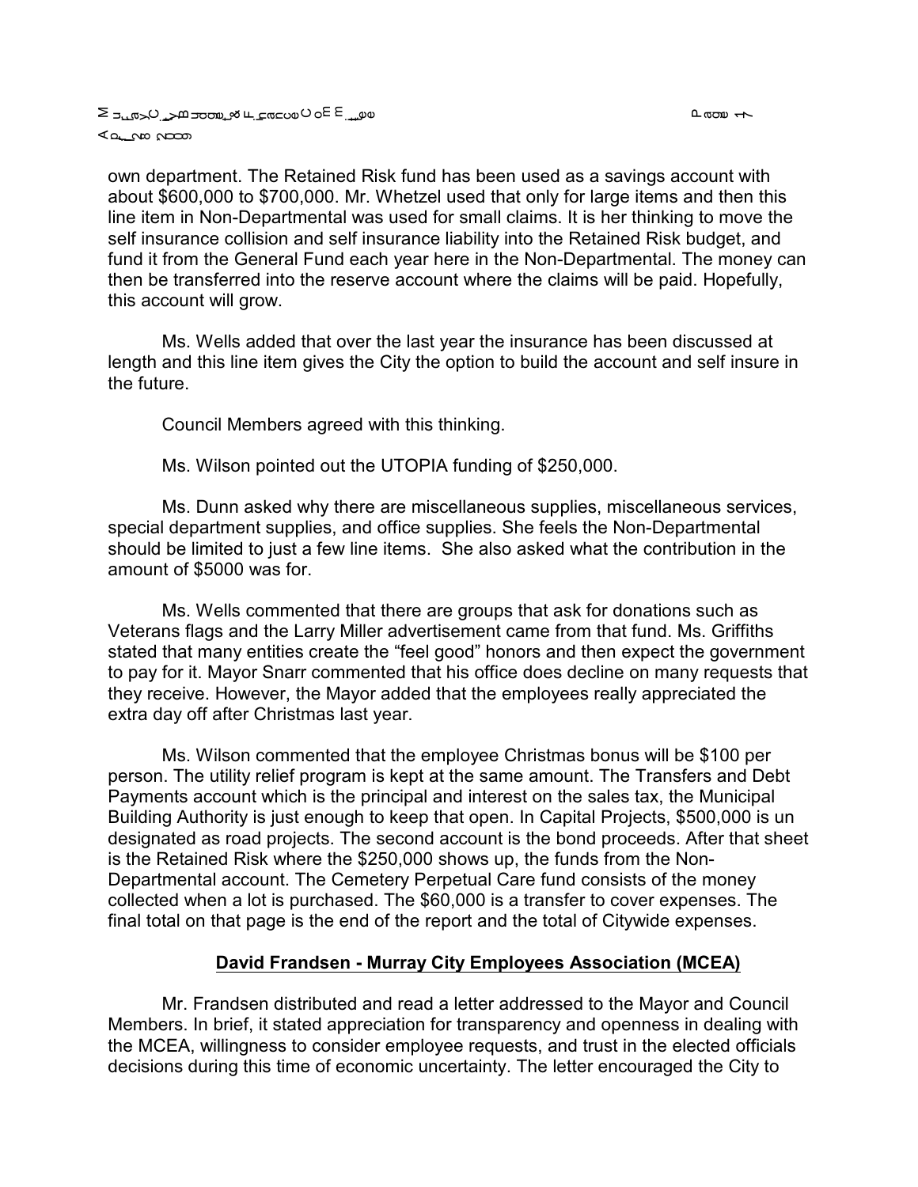own department. The Retained Risk fund has been used as a savings account with about $600,000 to $700,000. Mr. Whetzel used that only for large items and then this line item in Non-Departmental was used for small claims. It is her thinking to move the self insurance collision and self insurance liability into the Retained Risk budget, and fund it from the General Fund each year here in the Non-Departmental. The money can then be transferred into the reserve account where the claims will be paid. Hopefully, this account will grow.

Ms. Wells added that over the last year the insurance has been discussed at length and this line item gives the City the option to build the account and self insure in the future.

Council Members agreed with this thinking.

Ms. Wilson pointed out the UTOPIA funding of $250,000.

Ms. Dunn asked why there are miscellaneous supplies, miscellaneous services, special department supplies, and office supplies. She feels the Non-Departmental should be limited to just a few line items. She also asked what the contribution in the amount of $5000 was for.

Ms. Wells commented that there are groups that ask for donations such as Veterans flags and the Larry Miller advertisement came from that fund. Ms. Griffiths stated that many entities create the "feel good" honors and then expect the government to pay for it. Mayor Snarr commented that his office does decline on many requests that they receive. However, the Mayor added that the employees really appreciated the extra day off after Christmas last year.

Ms. Wilson commented that the employee Christmas bonus will be $100 per person. The utility relief program is kept at the same amount. The Transfers and Debt Payments account which is the principal and interest on the sales tax, the Municipal Building Authority is just enough to keep that open. In Capital Projects, $500,000 is un designated as road projects. The second account is the bond proceeds. After that sheet is the Retained Risk where the $250,000 shows up, the funds from the Non-Departmental account. The Cemetery Perpetual Care fund consists of the money collected when a lot is purchased. The $60,000 is a transfer to cover expenses. The final total on that page is the end of the report and the total of Citywide expenses.

## David Frandsen - Murray City Employees Association (MCEA)

Mr. Frandsen distributed and read a letter addressed to the Mayor and Council Members. In brief, it stated appreciation for transparency and openness in dealing with the MCEA, willingness to consider employee requests, and trust in the elected officials decisions during this time of economic uncertainty. The letter encouraged the City to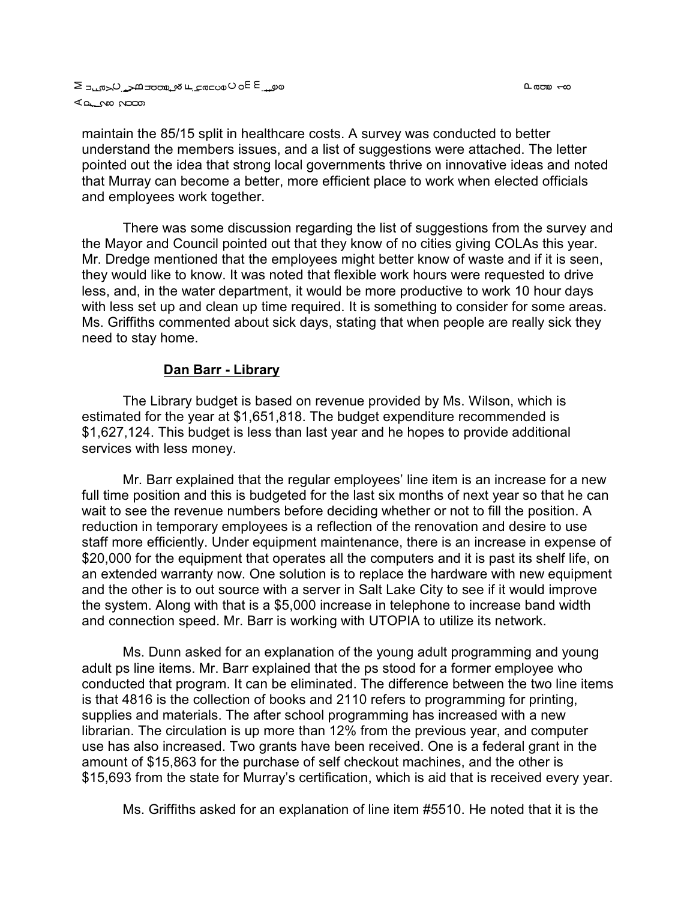maintain the 85/15 split in healthcare costs. A survey was conducted to better understand the members issues, and a list of suggestions were attached. The letter pointed out the idea that strong local governments thrive on innovative ideas and noted that Murray can become a better, more efficient place to work when elected officials and employees work together.

There was some discussion regarding the list of suggestions from the survey and the Mayor and Council pointed out that they know of no cities giving COLAs this year. Mr. Dredge mentioned that the employees might better know of waste and if it is seen, they would like to know. It was noted that flexible work hours were requested to drive less, and, in the water department, it would be more productive to work 10 hour days with less set up and clean up time required. It is something to consider for some areas. Ms. Griffiths commented about sick days, stating that when people are really sick they need to stay home.

**<u>Dan Barr - Library</u>**

The Library budget is based on revenue provided by Ms. Wilson, which is estimated for the year at $1,651,818. The budget expenditure recommended is $1,627,124. This budget is less than last year and he hopes to provide additional services with less money.

Mr. Barr explained that the regular employees' line item is an increase for a new full time position and this is budgeted for the last six months of next year so that he can wait to see the revenue numbers before deciding whether or not to fill the position. A reduction in temporary employees is a reflection of the renovation and desire to use staff more efficiently. Under equipment maintenance, there is an increase in expense of $20,000 for the equipment that operates all the computers and it is past its shelf life, on an extended warranty now. One solution is to replace the hardware with new equipment and the other is to out source with a server in Salt Lake City to see if it would improve the system. Along with that is a $5,000 increase in telephone to increase band width and connection speed. Mr. Barr is working with UTOPIA to utilize its network.

Ms. Dunn asked for an explanation of the young adult programming and young adult ps line items. Mr. Barr explained that the ps stood for a former employee who conducted that program. It can be eliminated. The difference between the two line items is that 4816 is the collection of books and 2110 refers to programming for printing, supplies and materials. The after school programming has increased with a new librarian. The circulation is up more than 12% from the previous year, and computer use has also increased. Two grants have been received. One is a federal grant in the amount of $15,863 for the purchase of self checkout machines, and the other is $15,693 from the state for Murray's certification, which is aid that is received every year.

Ms. Griffiths asked for an explanation of line item #5510. He noted that it is the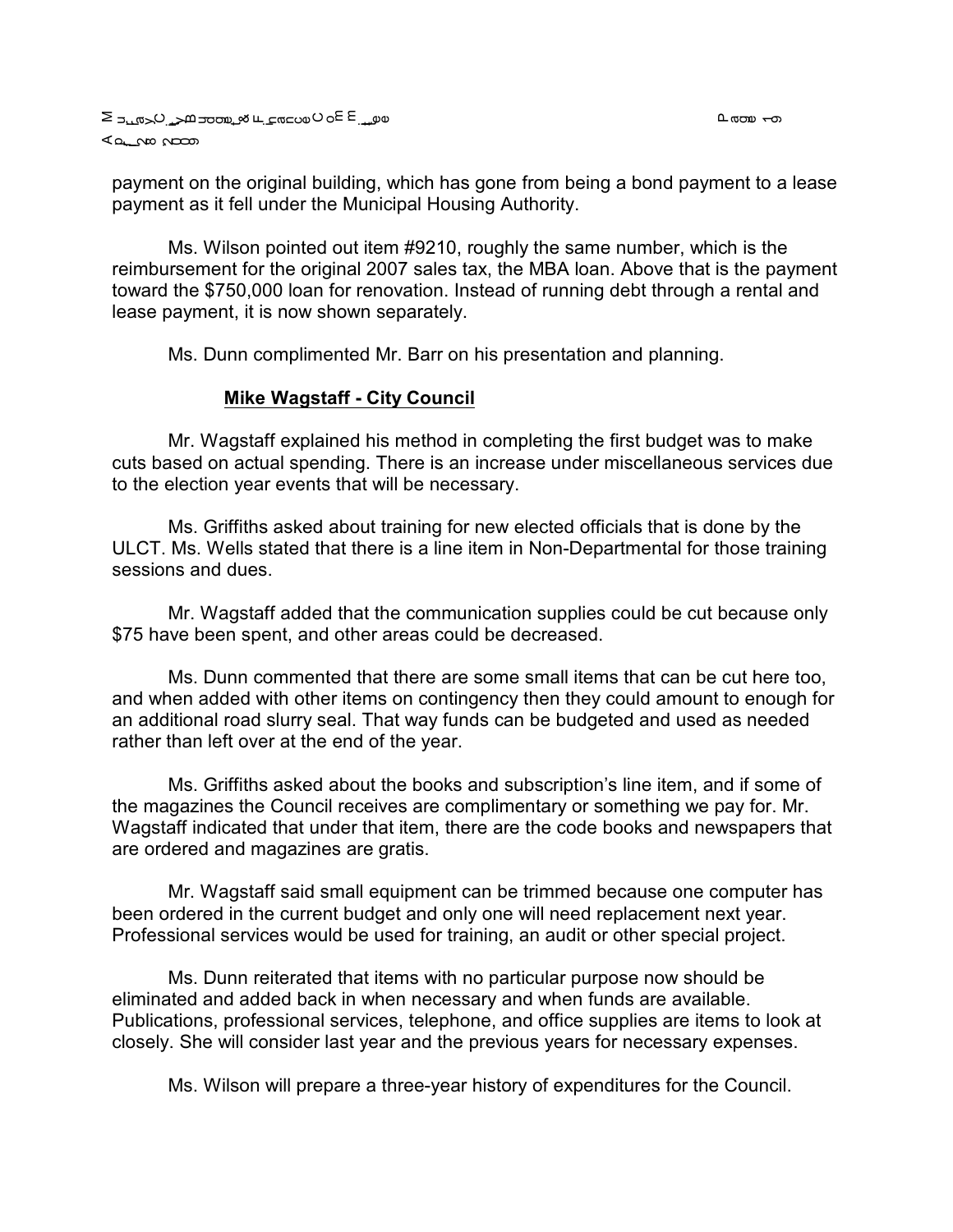payment on the original building, which has gone from being a bond payment to a lease payment as it fell under the Municipal Housing Authority.

Ms. Wilson pointed out item #9210, roughly the same number, which is the reimbursement for the original 2007 sales tax, the MBA loan. Above that is the payment toward the $750,000 loan for renovation. Instead of running debt through a rental and lease payment, it is now shown separately.

Ms. Dunn complimented Mr. Barr on his presentation and planning.

**Mike Wagstaff - City Council**

Mr. Wagstaff explained his method in completing the first budget was to make cuts based on actual spending. There is an increase under miscellaneous services due to the election year events that will be necessary.

Ms. Griffiths asked about training for new elected officials that is done by the ULCT. Ms. Wells stated that there is a line item in Non-Departmental for those training sessions and dues.

Mr. Wagstaff added that the communication supplies could be cut because only $75 have been spent, and other areas could be decreased.

Ms. Dunn commented that there are some small items that can be cut here too, and when added with other items on contingency then they could amount to enough for an additional road slurry seal. That way funds can be budgeted and used as needed rather than left over at the end of the year.

Ms. Griffiths asked about the books and subscription's line item, and if some of the magazines the Council receives are complimentary or something we pay for. Mr. Wagstaff indicated that under that item, there are the code books and newspapers that are ordered and magazines are gratis.

Mr. Wagstaff said small equipment can be trimmed because one computer has been ordered in the current budget and only one will need replacement next year. Professional services would be used for training, an audit or other special project.

Ms. Dunn reiterated that items with no particular purpose now should be eliminated and added back in when necessary and when funds are available. Publications, professional services, telephone, and office supplies are items to look at closely. She will consider last year and the previous years for necessary expenses.

Ms. Wilson will prepare a three-year history of expenditures for the Council.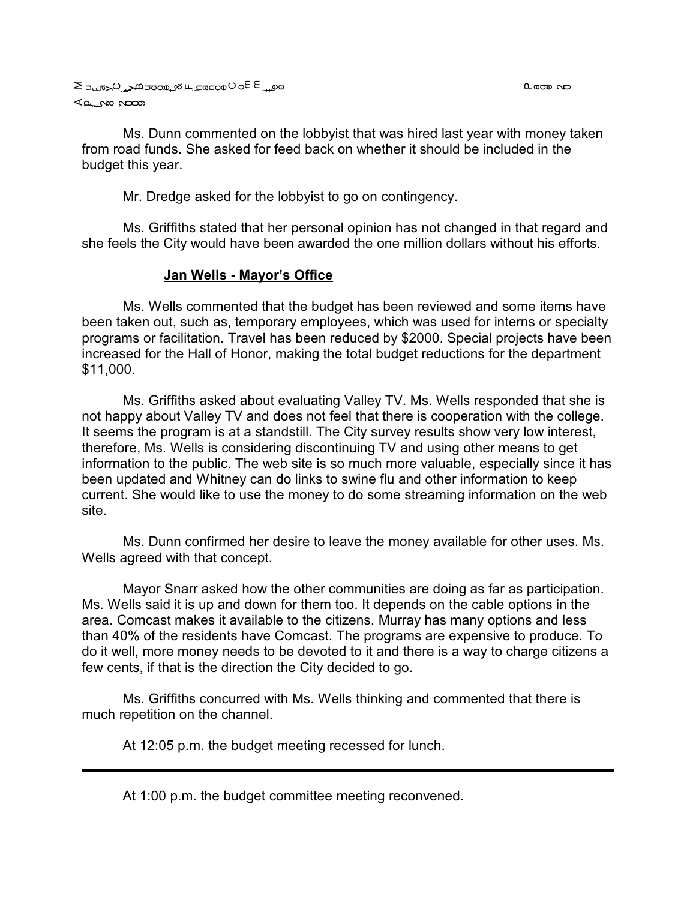Ms. Dunn commented on the lobbyist that was hired last year with money taken from road funds. She asked for feed back on whether it should be included in the budget this year.

Mr. Dredge asked for the lobbyist to go on contingency.

Ms. Griffiths stated that her personal opinion has not changed in that regard and she feels the City would have been awarded the one million dollars without his efforts.

**Jan Wells - Mayor's Office**

Ms. Wells commented that the budget has been reviewed and some items have been taken out, such as, temporary employees, which was used for interns or specialty programs or facilitation. Travel has been reduced by $2000. Special projects have been increased for the Hall of Honor, making the total budget reductions for the department $11,000.

Ms. Griffiths asked about evaluating Valley TV. Ms. Wells responded that she is not happy about Valley TV and does not feel that there is cooperation with the college. It seems the program is at a standstill. The City survey results show very low interest, therefore, Ms. Wells is considering discontinuing TV and using other means to get information to the public. The web site is so much more valuable, especially since it has been updated and Whitney can do links to swine flu and other information to keep current. She would like to use the money to do some streaming information on the web site.

Ms. Dunn confirmed her desire to leave the money available for other uses. Ms. Wells agreed with that concept.

Mayor Snarr asked how the other communities are doing as far as participation. Ms. Wells said it is up and down for them too. It depends on the cable options in the area. Comcast makes it available to the citizens. Murray has many options and less than 40% of the residents have Comcast. The programs are expensive to produce. To do it well, more money needs to be devoted to it and there is a way to charge citizens a few cents, if that is the direction the City decided to go.

Ms. Griffiths concurred with Ms. Wells thinking and commented that there is much repetition on the channel.

At 12:05 p.m. the budget meeting recessed for lunch.

---

At 1:00 p.m. the budget committee meeting reconvened.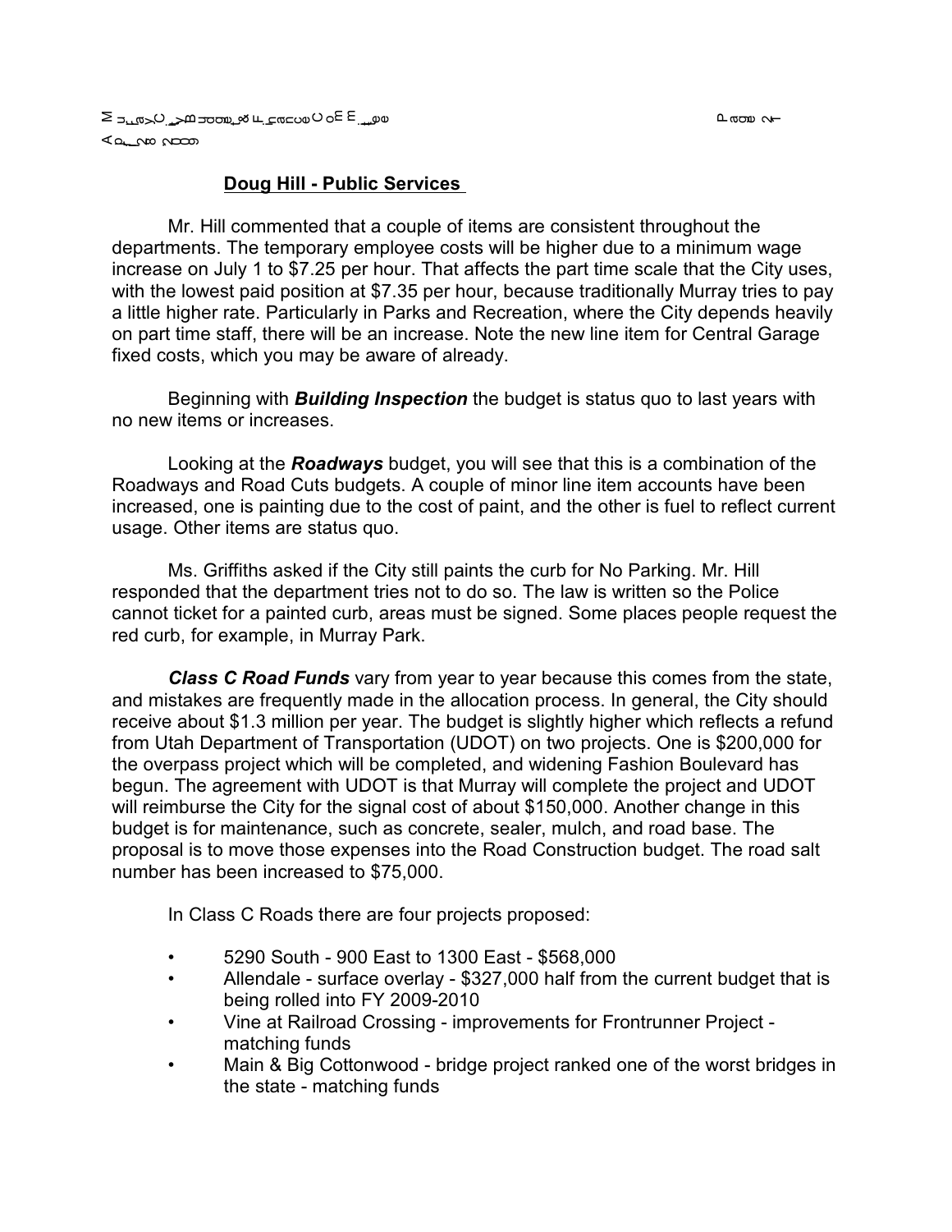## Doug Hill - Public Services

Mr. Hill commented that a couple of items are consistent throughout the departments. The temporary employee costs will be higher due to a minimum wage increase on July 1 to $7.25 per hour. That affects the part time scale that the City uses, with the lowest paid position at $7.35 per hour, because traditionally Murray tries to pay a little higher rate. Particularly in Parks and Recreation, where the City depends heavily on part time staff, there will be an increase. Note the new line item for Central Garage fixed costs, which you may be aware of already.

Beginning with ***Building Inspection*** the budget is status quo to last years with no new items or increases.

Looking at the ***Roadways*** budget, you will see that this is a combination of the Roadways and Road Cuts budgets. A couple of minor line item accounts have been increased, one is painting due to the cost of paint, and the other is fuel to reflect current usage. Other items are status quo.

Ms. Griffiths asked if the City still paints the curb for No Parking. Mr. Hill responded that the department tries not to do so. The law is written so the Police cannot ticket for a painted curb, areas must be signed. Some places people request the red curb, for example, in Murray Park.

***Class C Road Funds*** vary from year to year because this comes from the state, and mistakes are frequently made in the allocation process. In general, the City should receive about $1.3 million per year. The budget is slightly higher which reflects a refund from Utah Department of Transportation (UDOT) on two projects. One is $200,000 for the overpass project which will be completed, and widening Fashion Boulevard has begun. The agreement with UDOT is that Murray will complete the project and UDOT will reimburse the City for the signal cost of about $150,000. Another change in this budget is for maintenance, such as concrete, sealer, mulch, and road base. The proposal is to move those expenses into the Road Construction budget. The road salt number has been increased to $75,000.

In Class C Roads there are four projects proposed:

- 5290 South - 900 East to 1300 East - $568,000
- Allendale - surface overlay - $327,000 half from the current budget that is being rolled into FY 2009-2010
- Vine at Railroad Crossing - improvements for Frontrunner Project - matching funds
- Main & Big Cottonwood - bridge project ranked one of the worst bridges in the state - matching funds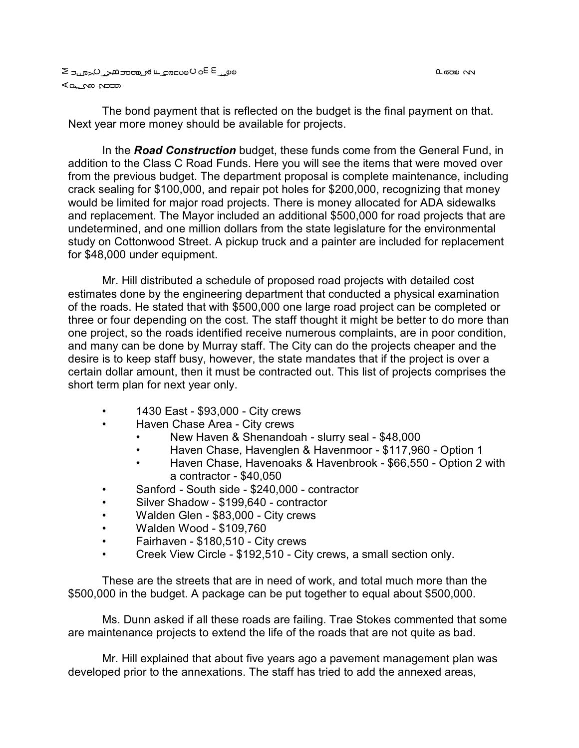The bond payment that is reflected on the budget is the final payment on that. Next year more money should be available for projects.

In the ***Road Construction*** budget, these funds come from the General Fund, in addition to the Class C Road Funds. Here you will see the items that were moved over from the previous budget. The department proposal is complete maintenance, including crack sealing for $100,000, and repair pot holes for $200,000, recognizing that money would be limited for major road projects. There is money allocated for ADA sidewalks and replacement. The Mayor included an additional $500,000 for road projects that are undetermined, and one million dollars from the state legislature for the environmental study on Cottonwood Street. A pickup truck and a painter are included for replacement for $48,000 under equipment.

Mr. Hill distributed a schedule of proposed road projects with detailed cost estimates done by the engineering department that conducted a physical examination of the roads. He stated that with $500,000 one large road project can be completed or three or four depending on the cost. The staff thought it might be better to do more than one project, so the roads identified receive numerous complaints, are in poor condition, and many can be done by Murray staff. The City can do the projects cheaper and the desire is to keep staff busy, however, the state mandates that if the project is over a certain dollar amount, then it must be contracted out. This list of projects comprises the short term plan for next year only.

- 1430 East - $93,000 - City crews
- Haven Chase Area - City crews
  - New Haven & Shenandoah - slurry seal - $48,000
  - Haven Chase, Havenglen & Havenmoor - $117,960 - Option 1
  - Haven Chase, Havenoaks & Havenbrook - $66,550 - Option 2 with a contractor - $40,050
- Sanford - South side - $240,000 - contractor
- Silver Shadow - $199,640 - contractor
- Walden Glen - $83,000 - City crews
- Walden Wood - $109,760
- Fairhaven - $180,510 - City crews
- Creek View Circle - $192,510 - City crews, a small section only.

These are the streets that are in need of work, and total much more than the $500,000 in the budget. A package can be put together to equal about $500,000.

Ms. Dunn asked if all these roads are failing. Trae Stokes commented that some are maintenance projects to extend the life of the roads that are not quite as bad.

Mr. Hill explained that about five years ago a pavement management plan was developed prior to the annexations. The staff has tried to add the annexed areas,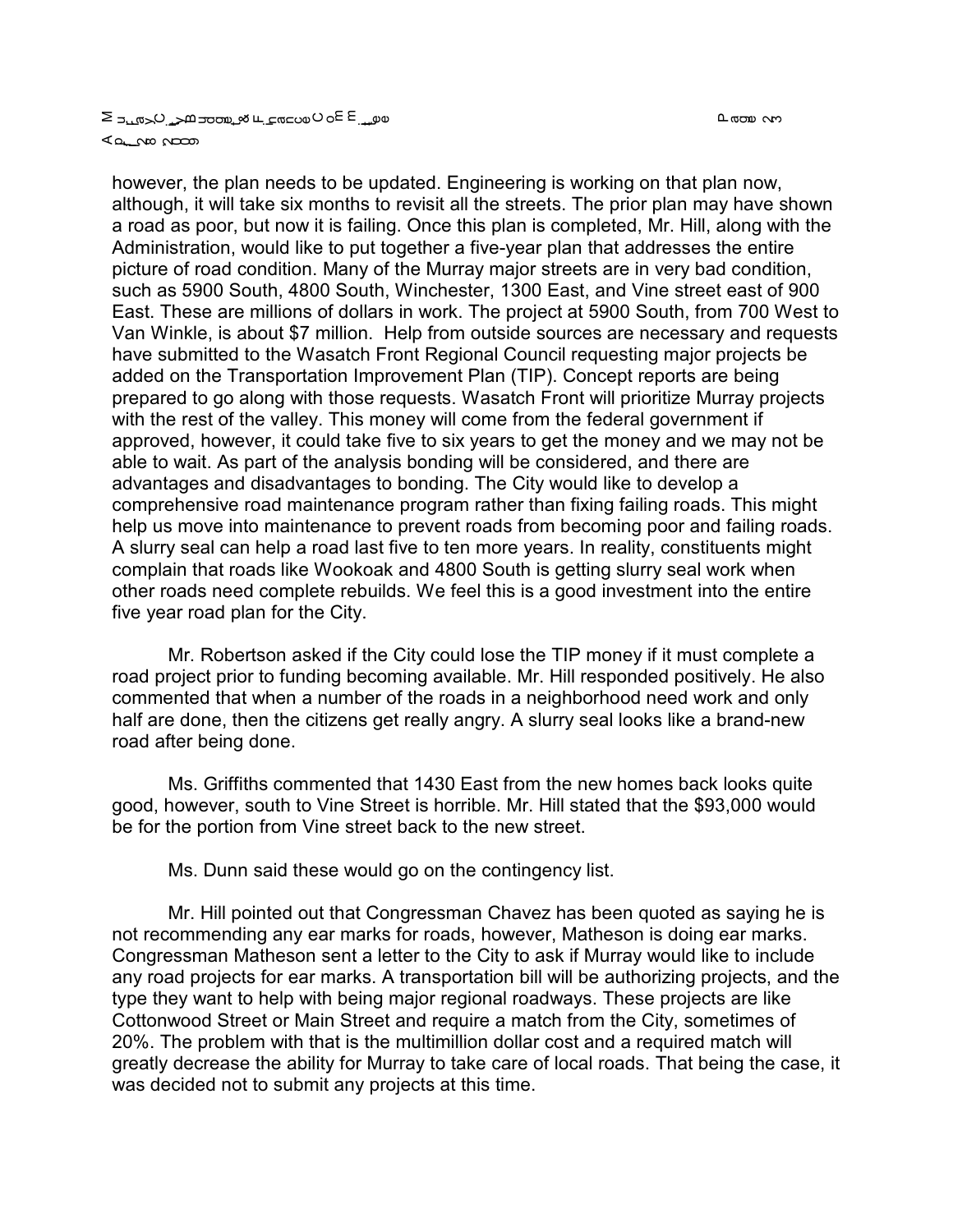however, the plan needs to be updated. Engineering is working on that plan now, although, it will take six months to revisit all the streets. The prior plan may have shown a road as poor, but now it is failing. Once this plan is completed, Mr. Hill, along with the Administration, would like to put together a five-year plan that addresses the entire picture of road condition. Many of the Murray major streets are in very bad condition, such as 5900 South, 4800 South, Winchester, 1300 East, and Vine street east of 900 East. These are millions of dollars in work. The project at 5900 South, from 700 West to Van Winkle, is about $7 million. Help from outside sources are necessary and requests have submitted to the Wasatch Front Regional Council requesting major projects be added on the Transportation Improvement Plan (TIP). Concept reports are being prepared to go along with those requests. Wasatch Front will prioritize Murray projects with the rest of the valley. This money will come from the federal government if approved, however, it could take five to six years to get the money and we may not be able to wait. As part of the analysis bonding will be considered, and there are advantages and disadvantages to bonding. The City would like to develop a comprehensive road maintenance program rather than fixing failing roads. This might help us move into maintenance to prevent roads from becoming poor and failing roads. A slurry seal can help a road last five to ten more years. In reality, constituents might complain that roads like Wookoak and 4800 South is getting slurry seal work when other roads need complete rebuilds. We feel this is a good investment into the entire five year road plan for the City.

Mr. Robertson asked if the City could lose the TIP money if it must complete a road project prior to funding becoming available. Mr. Hill responded positively. He also commented that when a number of the roads in a neighborhood need work and only half are done, then the citizens get really angry. A slurry seal looks like a brand-new road after being done.

Ms. Griffiths commented that 1430 East from the new homes back looks quite good, however, south to Vine Street is horrible. Mr. Hill stated that the $93,000 would be for the portion from Vine street back to the new street.

Ms. Dunn said these would go on the contingency list.

Mr. Hill pointed out that Congressman Chavez has been quoted as saying he is not recommending any ear marks for roads, however, Matheson is doing ear marks. Congressman Matheson sent a letter to the City to ask if Murray would like to include any road projects for ear marks. A transportation bill will be authorizing projects, and the type they want to help with being major regional roadways. These projects are like Cottonwood Street or Main Street and require a match from the City, sometimes of 20%. The problem with that is the multimillion dollar cost and a required match will greatly decrease the ability for Murray to take care of local roads. That being the case, it was decided not to submit any projects at this time.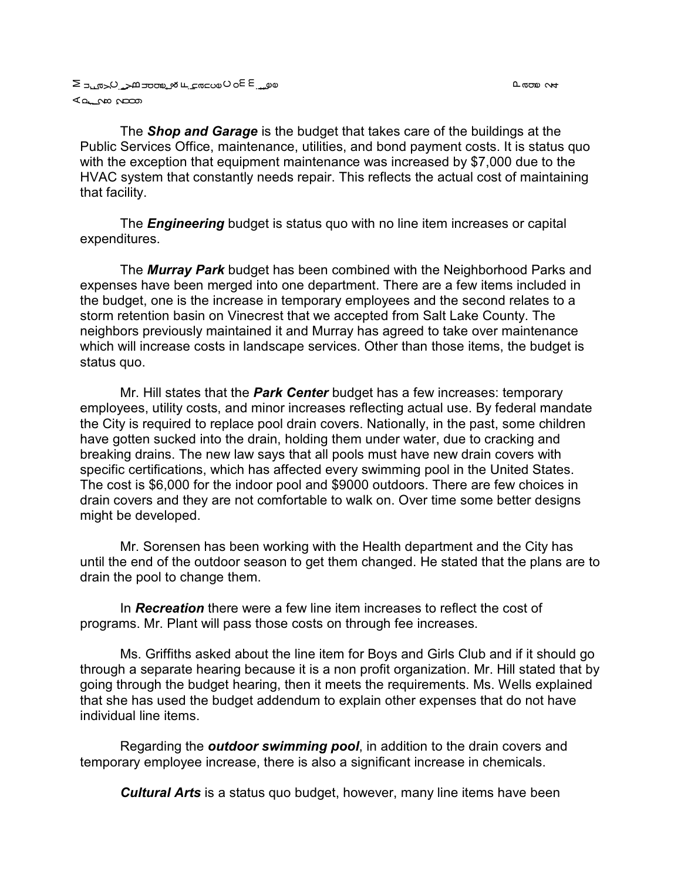The ***Shop and Garage*** is the budget that takes care of the buildings at the Public Services Office, maintenance, utilities, and bond payment costs. It is status quo with the exception that equipment maintenance was increased by $7,000 due to the HVAC system that constantly needs repair. This reflects the actual cost of maintaining that facility.

The ***Engineering*** budget is status quo with no line item increases or capital expenditures.

The ***Murray Park*** budget has been combined with the Neighborhood Parks and expenses have been merged into one department. There are a few items included in the budget, one is the increase in temporary employees and the second relates to a storm retention basin on Vinecrest that we accepted from Salt Lake County. The neighbors previously maintained it and Murray has agreed to take over maintenance which will increase costs in landscape services. Other than those items, the budget is status quo.

Mr. Hill states that the ***Park Center*** budget has a few increases: temporary employees, utility costs, and minor increases reflecting actual use. By federal mandate the City is required to replace pool drain covers. Nationally, in the past, some children have gotten sucked into the drain, holding them under water, due to cracking and breaking drains. The new law says that all pools must have new drain covers with specific certifications, which has affected every swimming pool in the United States. The cost is $6,000 for the indoor pool and $9000 outdoors. There are few choices in drain covers and they are not comfortable to walk on. Over time some better designs might be developed.

Mr. Sorensen has been working with the Health department and the City has until the end of the outdoor season to get them changed. He stated that the plans are to drain the pool to change them.

In ***Recreation*** there were a few line item increases to reflect the cost of programs. Mr. Plant will pass those costs on through fee increases.

Ms. Griffiths asked about the line item for Boys and Girls Club and if it should go through a separate hearing because it is a non profit organization. Mr. Hill stated that by going through the budget hearing, then it meets the requirements. Ms. Wells explained that she has used the budget addendum to explain other expenses that do not have individual line items.

Regarding the ***outdoor swimming pool***, in addition to the drain covers and temporary employee increase, there is also a significant increase in chemicals.

***Cultural Arts*** is a status quo budget, however, many line items have been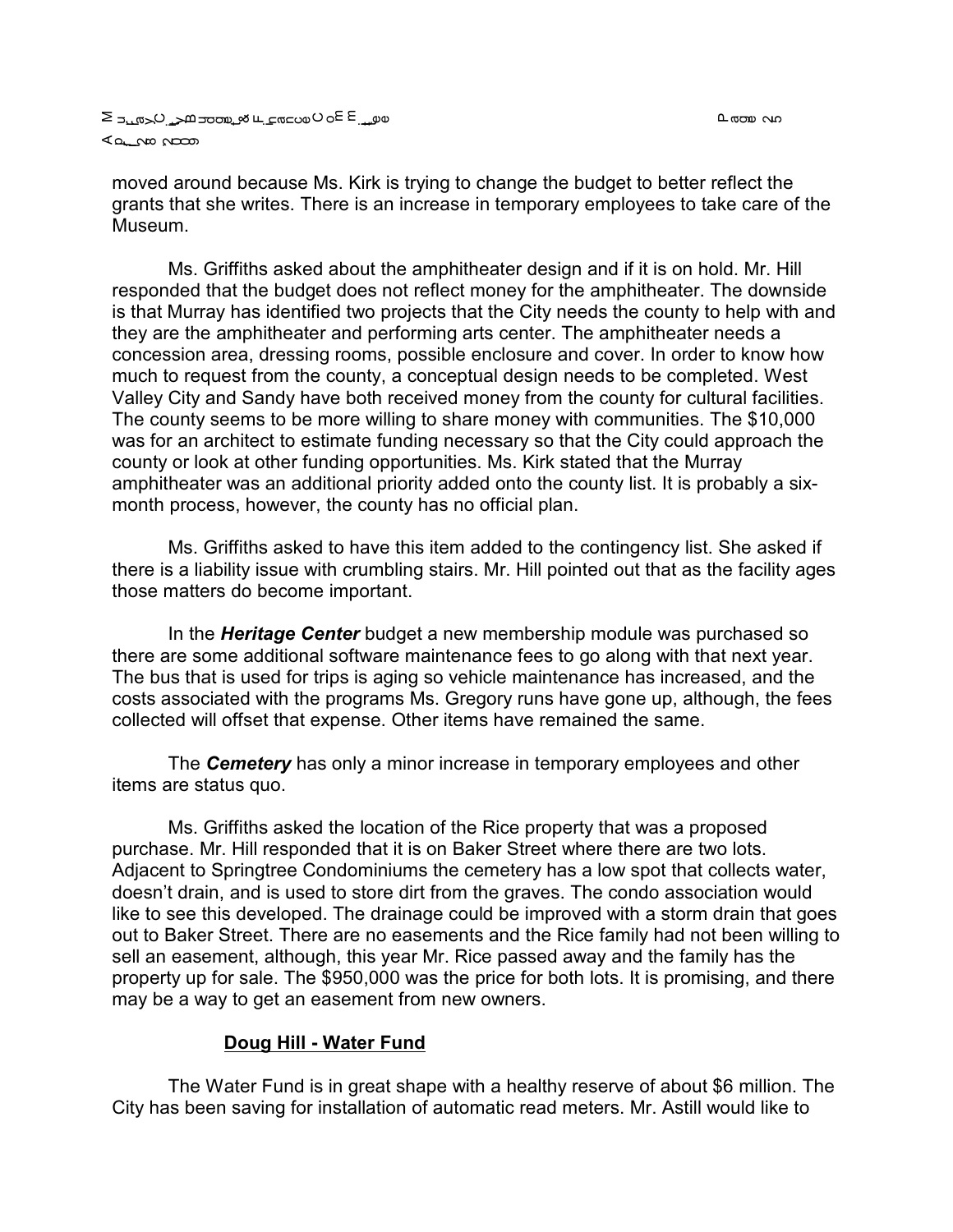moved around because Ms. Kirk is trying to change the budget to better reflect the grants that she writes. There is an increase in temporary employees to take care of the Museum.

Ms. Griffiths asked about the amphitheater design and if it is on hold. Mr. Hill responded that the budget does not reflect money for the amphitheater. The downside is that Murray has identified two projects that the City needs the county to help with and they are the amphitheater and performing arts center. The amphitheater needs a concession area, dressing rooms, possible enclosure and cover. In order to know how much to request from the county, a conceptual design needs to be completed. West Valley City and Sandy have both received money from the county for cultural facilities. The county seems to be more willing to share money with communities. The $10,000 was for an architect to estimate funding necessary so that the City could approach the county or look at other funding opportunities. Ms. Kirk stated that the Murray amphitheater was an additional priority added onto the county list. It is probably a six-month process, however, the county has no official plan.

Ms. Griffiths asked to have this item added to the contingency list. She asked if there is a liability issue with crumbling stairs. Mr. Hill pointed out that as the facility ages those matters do become important.

In the ***Heritage Center*** budget a new membership module was purchased so there are some additional software maintenance fees to go along with that next year. The bus that is used for trips is aging so vehicle maintenance has increased, and the costs associated with the programs Ms. Gregory runs have gone up, although, the fees collected will offset that expense. Other items have remained the same.

The ***Cemetery*** has only a minor increase in temporary employees and other items are status quo.

Ms. Griffiths asked the location of the Rice property that was a proposed purchase. Mr. Hill responded that it is on Baker Street where there are two lots. Adjacent to Springtree Condominiums the cemetery has a low spot that collects water, doesn't drain, and is used to store dirt from the graves. The condo association would like to see this developed. The drainage could be improved with a storm drain that goes out to Baker Street. There are no easements and the Rice family had not been willing to sell an easement, although, this year Mr. Rice passed away and the family has the property up for sale. The $950,000 was the price for both lots. It is promising, and there may be a way to get an easement from new owners.

**Doug Hill - Water Fund**

The Water Fund is in great shape with a healthy reserve of about $6 million. The City has been saving for installation of automatic read meters. Mr. Astill would like to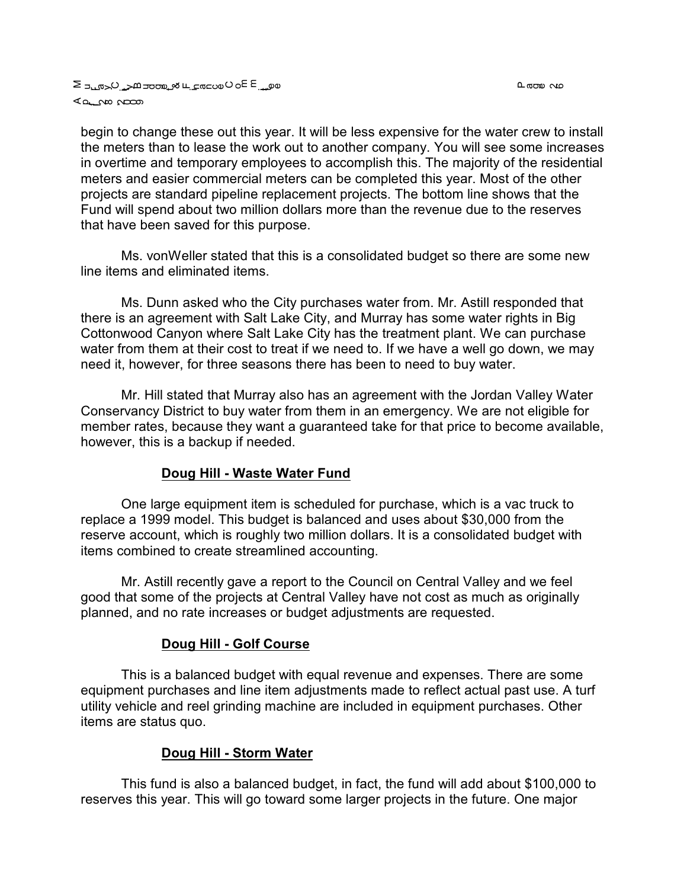begin to change these out this year. It will be less expensive for the water crew to install the meters than to lease the work out to another company. You will see some increases in overtime and temporary employees to accomplish this. The majority of the residential meters and easier commercial meters can be completed this year. Most of the other projects are standard pipeline replacement projects. The bottom line shows that the Fund will spend about two million dollars more than the revenue due to the reserves that have been saved for this purpose.

Ms. vonWeller stated that this is a consolidated budget so there are some new line items and eliminated items.

Ms. Dunn asked who the City purchases water from. Mr. Astill responded that there is an agreement with Salt Lake City, and Murray has some water rights in Big Cottonwood Canyon where Salt Lake City has the treatment plant. We can purchase water from them at their cost to treat if we need to. If we have a well go down, we may need it, however, for three seasons there has been to need to buy water.

Mr. Hill stated that Murray also has an agreement with the Jordan Valley Water Conservancy District to buy water from them in an emergency. We are not eligible for member rates, because they want a guaranteed take for that price to become available, however, this is a backup if needed.

**Doug Hill - Waste Water Fund**

One large equipment item is scheduled for purchase, which is a vac truck to replace a 1999 model. This budget is balanced and uses about $30,000 from the reserve account, which is roughly two million dollars. It is a consolidated budget with items combined to create streamlined accounting.

Mr. Astill recently gave a report to the Council on Central Valley and we feel good that some of the projects at Central Valley have not cost as much as originally planned, and no rate increases or budget adjustments are requested.

**Doug Hill - Golf Course**

This is a balanced budget with equal revenue and expenses. There are some equipment purchases and line item adjustments made to reflect actual past use. A turf utility vehicle and reel grinding machine are included in equipment purchases. Other items are status quo.

**Doug Hill - Storm Water**

This fund is also a balanced budget, in fact, the fund will add about $100,000 to reserves this year. This will go toward some larger projects in the future. One major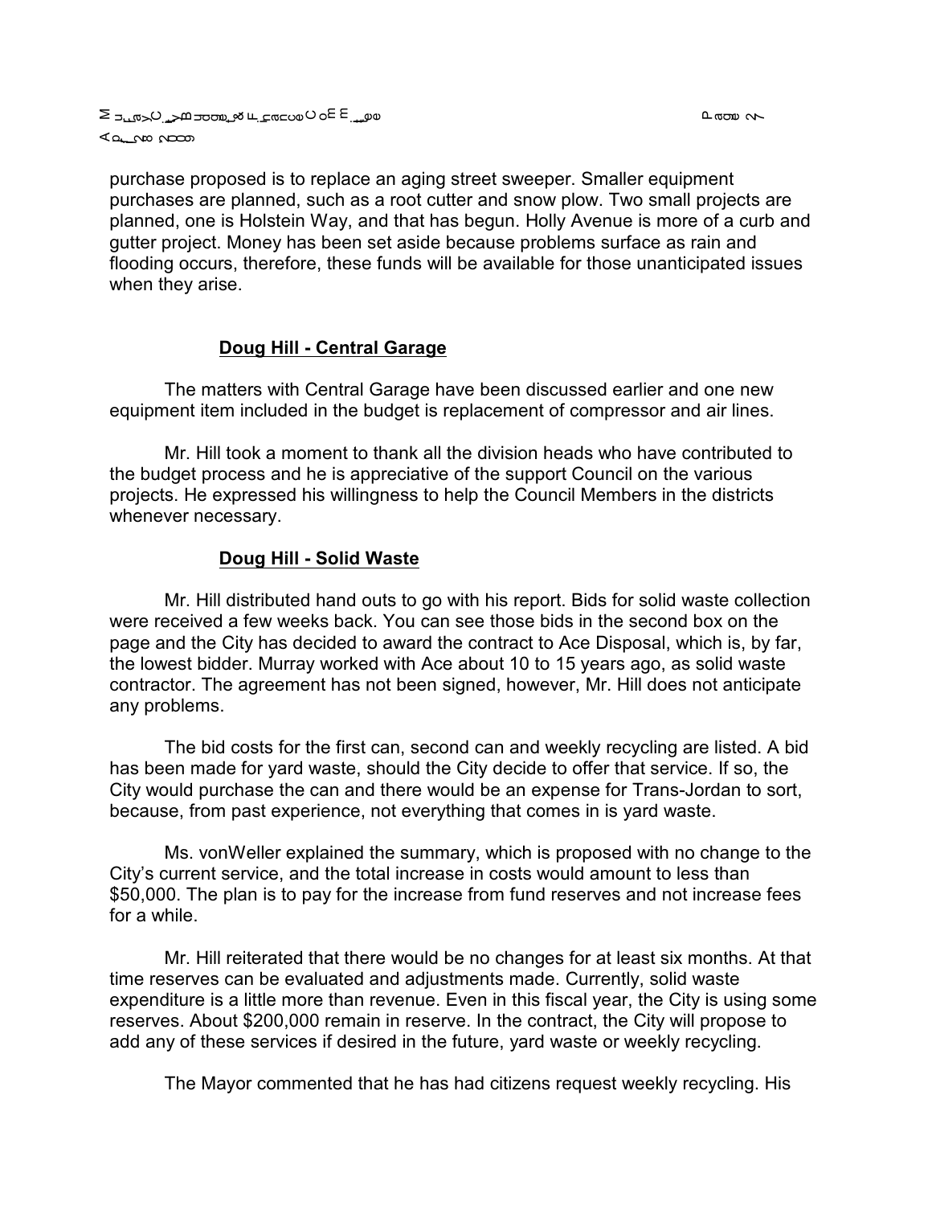purchase proposed is to replace an aging street sweeper. Smaller equipment purchases are planned, such as a root cutter and snow plow. Two small projects are planned, one is Holstein Way, and that has begun. Holly Avenue is more of a curb and gutter project. Money has been set aside because problems surface as rain and flooding occurs, therefore, these funds will be available for those unanticipated issues when they arise.

## Doug Hill - Central Garage

The matters with Central Garage have been discussed earlier and one new equipment item included in the budget is replacement of compressor and air lines.

Mr. Hill took a moment to thank all the division heads who have contributed to the budget process and he is appreciative of the support Council on the various projects. He expressed his willingness to help the Council Members in the districts whenever necessary.

## Doug Hill - Solid Waste

Mr. Hill distributed hand outs to go with his report. Bids for solid waste collection were received a few weeks back. You can see those bids in the second box on the page and the City has decided to award the contract to Ace Disposal, which is, by far, the lowest bidder. Murray worked with Ace about 10 to 15 years ago, as solid waste contractor. The agreement has not been signed, however, Mr. Hill does not anticipate any problems.

The bid costs for the first can, second can and weekly recycling are listed. A bid has been made for yard waste, should the City decide to offer that service. If so, the City would purchase the can and there would be an expense for Trans-Jordan to sort, because, from past experience, not everything that comes in is yard waste.

Ms. vonWeller explained the summary, which is proposed with no change to the City's current service, and the total increase in costs would amount to less than $50,000. The plan is to pay for the increase from fund reserves and not increase fees for a while.

Mr. Hill reiterated that there would be no changes for at least six months. At that time reserves can be evaluated and adjustments made. Currently, solid waste expenditure is a little more than revenue. Even in this fiscal year, the City is using some reserves. About $200,000 remain in reserve. In the contract, the City will propose to add any of these services if desired in the future, yard waste or weekly recycling.

The Mayor commented that he has had citizens request weekly recycling. His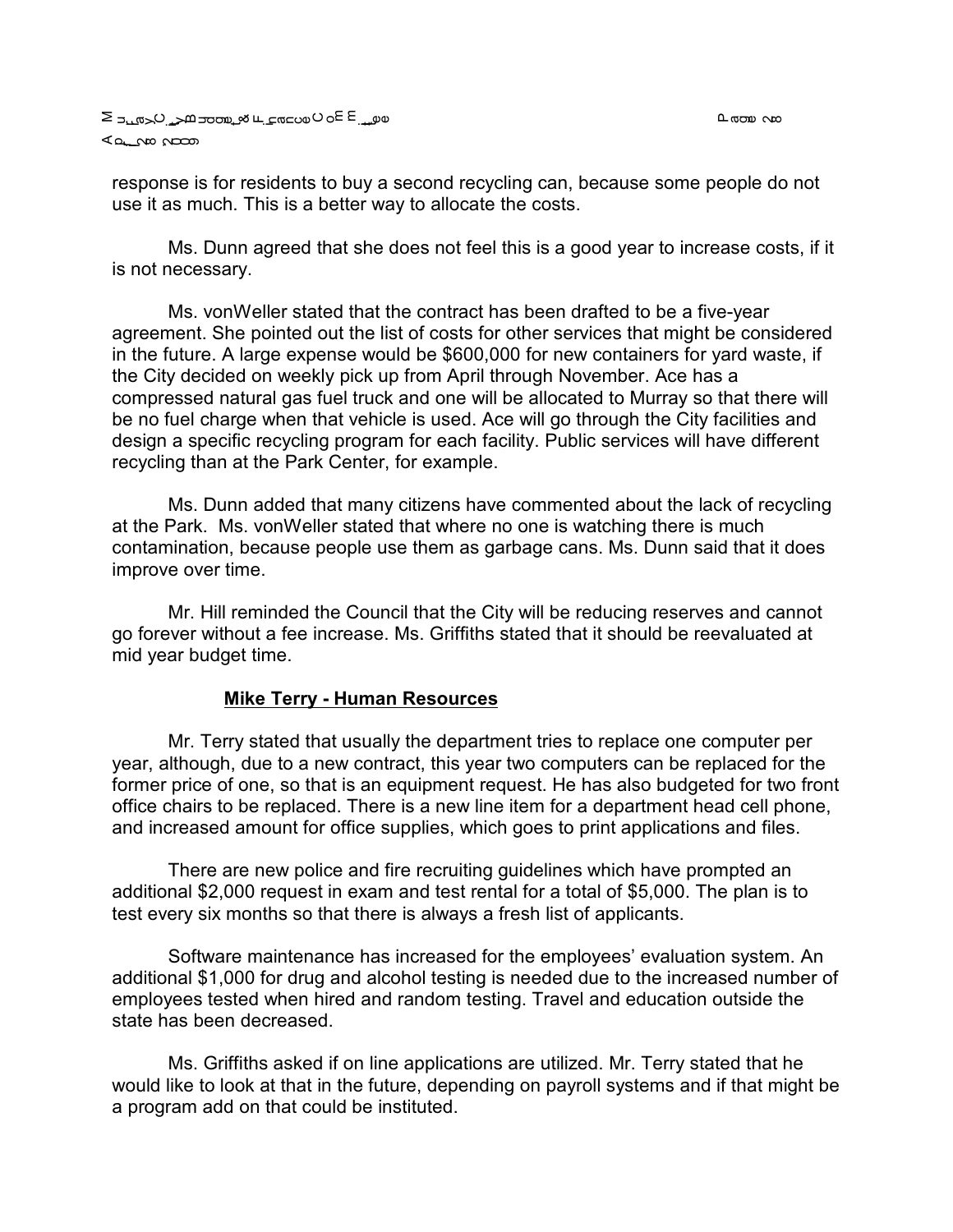response is for residents to buy a second recycling can, because some people do not use it as much. This is a better way to allocate the costs.

Ms. Dunn agreed that she does not feel this is a good year to increase costs, if it is not necessary.

Ms. vonWeller stated that the contract has been drafted to be a five-year agreement. She pointed out the list of costs for other services that might be considered in the future. A large expense would be $600,000 for new containers for yard waste, if the City decided on weekly pick up from April through November. Ace has a compressed natural gas fuel truck and one will be allocated to Murray so that there will be no fuel charge when that vehicle is used. Ace will go through the City facilities and design a specific recycling program for each facility. Public services will have different recycling than at the Park Center, for example.

Ms. Dunn added that many citizens have commented about the lack of recycling at the Park. Ms. vonWeller stated that where no one is watching there is much contamination, because people use them as garbage cans. Ms. Dunn said that it does improve over time.

Mr. Hill reminded the Council that the City will be reducing reserves and cannot go forever without a fee increase. Ms. Griffiths stated that it should be reevaluated at mid year budget time.

**Mike Terry - Human Resources**

Mr. Terry stated that usually the department tries to replace one computer per year, although, due to a new contract, this year two computers can be replaced for the former price of one, so that is an equipment request. He has also budgeted for two front office chairs to be replaced. There is a new line item for a department head cell phone, and increased amount for office supplies, which goes to print applications and files.

There are new police and fire recruiting guidelines which have prompted an additional $2,000 request in exam and test rental for a total of $5,000. The plan is to test every six months so that there is always a fresh list of applicants.

Software maintenance has increased for the employees' evaluation system. An additional $1,000 for drug and alcohol testing is needed due to the increased number of employees tested when hired and random testing. Travel and education outside the state has been decreased.

Ms. Griffiths asked if on line applications are utilized. Mr. Terry stated that he would like to look at that in the future, depending on payroll systems and if that might be a program add on that could be instituted.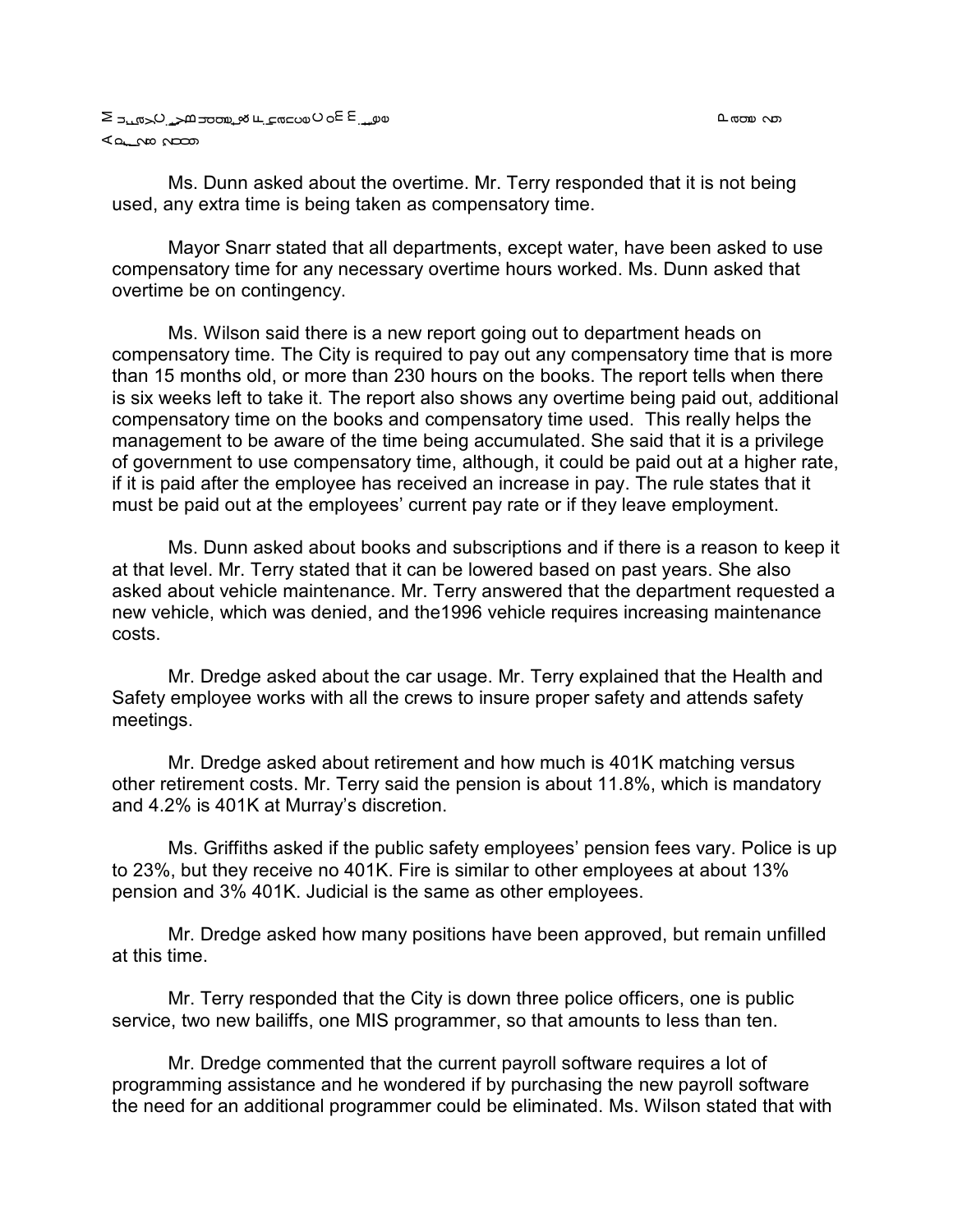Ms. Dunn asked about the overtime. Mr. Terry responded that it is not being used, any extra time is being taken as compensatory time.

Mayor Snarr stated that all departments, except water, have been asked to use compensatory time for any necessary overtime hours worked. Ms. Dunn asked that overtime be on contingency.

Ms. Wilson said there is a new report going out to department heads on compensatory time. The City is required to pay out any compensatory time that is more than 15 months old, or more than 230 hours on the books. The report tells when there is six weeks left to take it. The report also shows any overtime being paid out, additional compensatory time on the books and compensatory time used. This really helps the management to be aware of the time being accumulated. She said that it is a privilege of government to use compensatory time, although, it could be paid out at a higher rate, if it is paid after the employee has received an increase in pay. The rule states that it must be paid out at the employees' current pay rate or if they leave employment.

Ms. Dunn asked about books and subscriptions and if there is a reason to keep it at that level. Mr. Terry stated that it can be lowered based on past years. She also asked about vehicle maintenance. Mr. Terry answered that the department requested a new vehicle, which was denied, and the1996 vehicle requires increasing maintenance costs.

Mr. Dredge asked about the car usage. Mr. Terry explained that the Health and Safety employee works with all the crews to insure proper safety and attends safety meetings.

Mr. Dredge asked about retirement and how much is 401K matching versus other retirement costs. Mr. Terry said the pension is about 11.8%, which is mandatory and 4.2% is 401K at Murray's discretion.

Ms. Griffiths asked if the public safety employees' pension fees vary. Police is up to 23%, but they receive no 401K. Fire is similar to other employees at about 13% pension and 3% 401K. Judicial is the same as other employees.

Mr. Dredge asked how many positions have been approved, but remain unfilled at this time.

Mr. Terry responded that the City is down three police officers, one is public service, two new bailiffs, one MIS programmer, so that amounts to less than ten.

Mr. Dredge commented that the current payroll software requires a lot of programming assistance and he wondered if by purchasing the new payroll software the need for an additional programmer could be eliminated. Ms. Wilson stated that with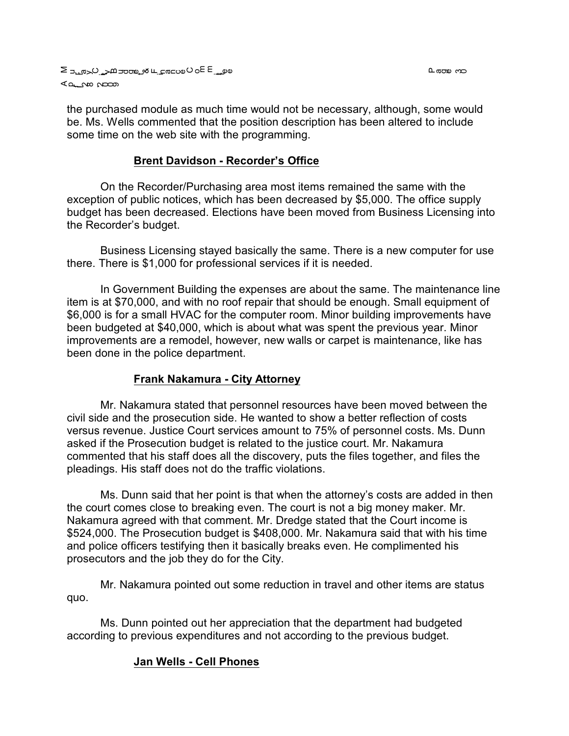the purchased module as much time would not be necessary, although, some would be. Ms. Wells commented that the position description has been altered to include some time on the web site with the programming.

**Brent Davidson - Recorder's Office**

On the Recorder/Purchasing area most items remained the same with the exception of public notices, which has been decreased by $5,000. The office supply budget has been decreased. Elections have been moved from Business Licensing into the Recorder's budget.

Business Licensing stayed basically the same. There is a new computer for use there. There is $1,000 for professional services if it is needed.

In Government Building the expenses are about the same. The maintenance line item is at $70,000, and with no roof repair that should be enough. Small equipment of $6,000 is for a small HVAC for the computer room. Minor building improvements have been budgeted at $40,000, which is about what was spent the previous year. Minor improvements are a remodel, however, new walls or carpet is maintenance, like has been done in the police department.

**Frank Nakamura - City Attorney**

Mr. Nakamura stated that personnel resources have been moved between the civil side and the prosecution side. He wanted to show a better reflection of costs versus revenue. Justice Court services amount to 75% of personnel costs. Ms. Dunn asked if the Prosecution budget is related to the justice court. Mr. Nakamura commented that his staff does all the discovery, puts the files together, and files the pleadings. His staff does not do the traffic violations.

Ms. Dunn said that her point is that when the attorney's costs are added in then the court comes close to breaking even. The court is not a big money maker. Mr. Nakamura agreed with that comment. Mr. Dredge stated that the Court income is $524,000. The Prosecution budget is $408,000. Mr. Nakamura said that with his time and police officers testifying then it basically breaks even. He complimented his prosecutors and the job they do for the City.

Mr. Nakamura pointed out some reduction in travel and other items are status quo.

Ms. Dunn pointed out her appreciation that the department had budgeted according to previous expenditures and not according to the previous budget.

**Jan Wells - Cell Phones**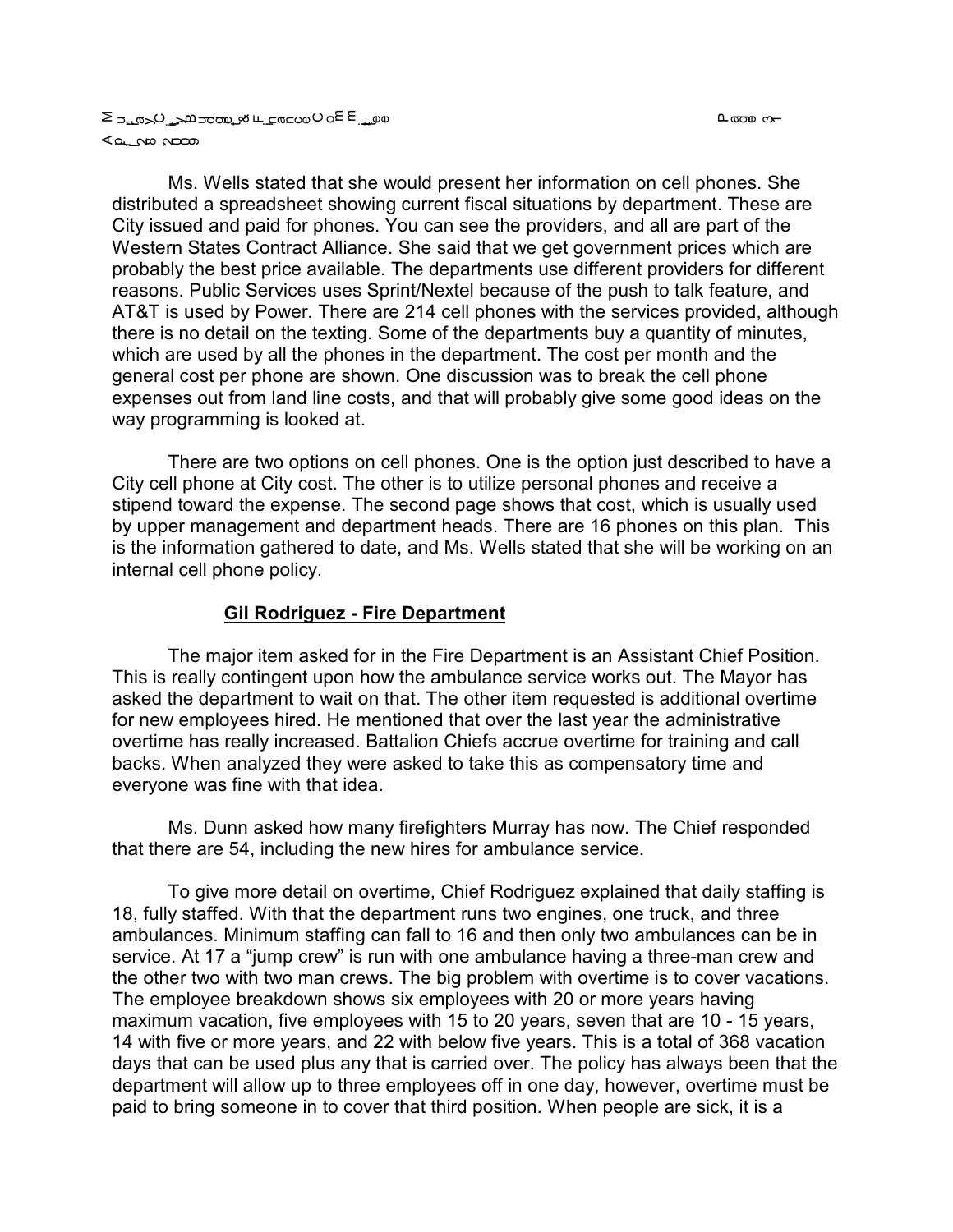Ms. Wells stated that she would present her information on cell phones. She distributed a spreadsheet showing current fiscal situations by department. These are City issued and paid for phones. You can see the providers, and all are part of the Western States Contract Alliance. She said that we get government prices which are probably the best price available. The departments use different providers for different reasons. Public Services uses Sprint/Nextel because of the push to talk feature, and AT&T is used by Power. There are 214 cell phones with the services provided, although there is no detail on the texting. Some of the departments buy a quantity of minutes, which are used by all the phones in the department. The cost per month and the general cost per phone are shown. One discussion was to break the cell phone expenses out from land line costs, and that will probably give some good ideas on the way programming is looked at.

There are two options on cell phones. One is the option just described to have a City cell phone at City cost. The other is to utilize personal phones and receive a stipend toward the expense. The second page shows that cost, which is usually used by upper management and department heads. There are 16 phones on this plan. This is the information gathered to date, and Ms. Wells stated that she will be working on an internal cell phone policy.

**Gil Rodriguez - Fire Department**

The major item asked for in the Fire Department is an Assistant Chief Position. This is really contingent upon how the ambulance service works out. The Mayor has asked the department to wait on that. The other item requested is additional overtime for new employees hired. He mentioned that over the last year the administrative overtime has really increased. Battalion Chiefs accrue overtime for training and call backs. When analyzed they were asked to take this as compensatory time and everyone was fine with that idea.

Ms. Dunn asked how many firefighters Murray has now. The Chief responded that there are 54, including the new hires for ambulance service.

To give more detail on overtime, Chief Rodriguez explained that daily staffing is 18, fully staffed. With that the department runs two engines, one truck, and three ambulances. Minimum staffing can fall to 16 and then only two ambulances can be in service. At 17 a "jump crew" is run with one ambulance having a three-man crew and the other two with two man crews. The big problem with overtime is to cover vacations. The employee breakdown shows six employees with 20 or more years having maximum vacation, five employees with 15 to 20 years, seven that are 10 - 15 years, 14 with five or more years, and 22 with below five years. This is a total of 368 vacation days that can be used plus any that is carried over. The policy has always been that the department will allow up to three employees off in one day, however, overtime must be paid to bring someone in to cover that third position. When people are sick, it is a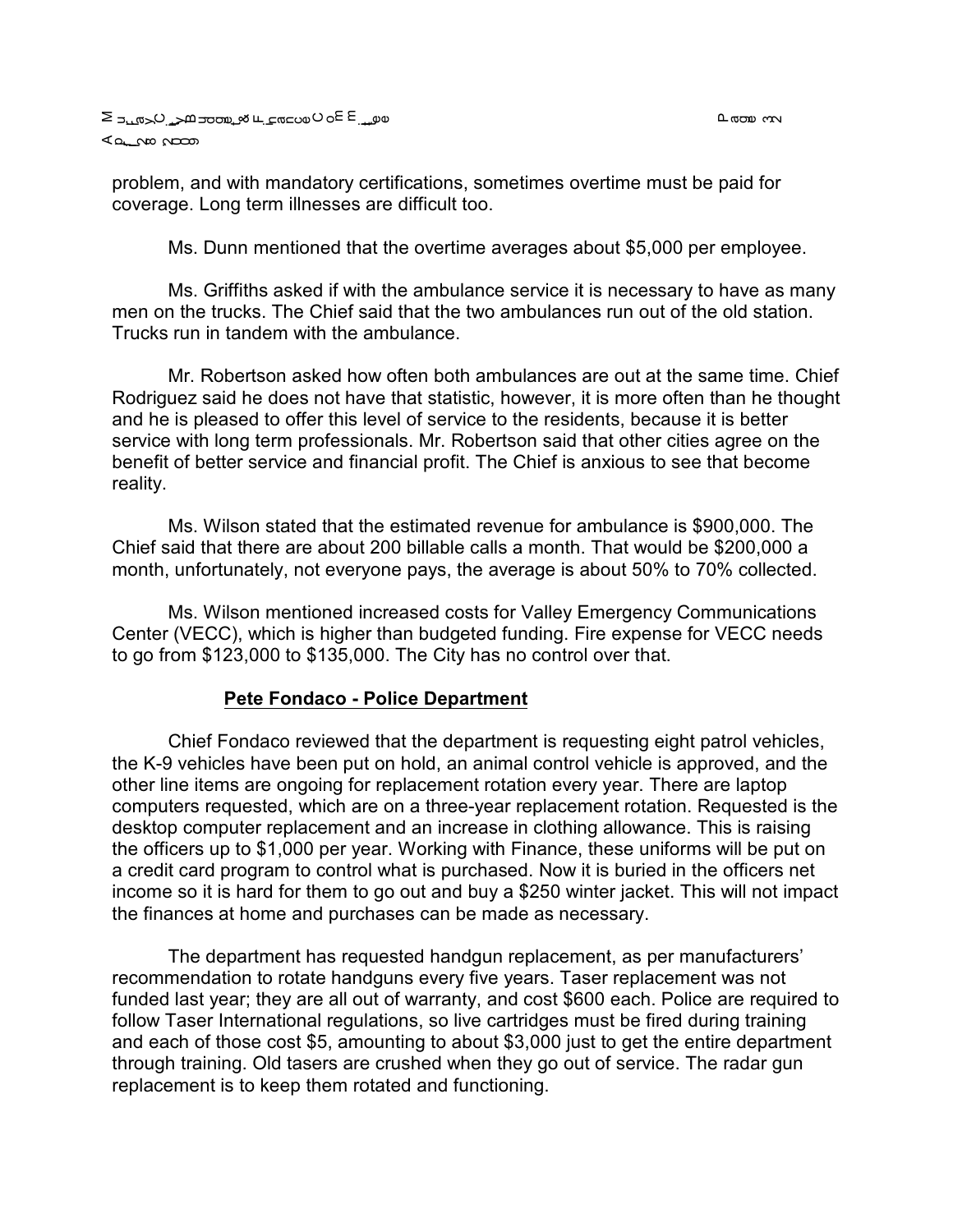problem, and with mandatory certifications, sometimes overtime must be paid for coverage. Long term illnesses are difficult too.

Ms. Dunn mentioned that the overtime averages about $5,000 per employee.

Ms. Griffiths asked if with the ambulance service it is necessary to have as many men on the trucks. The Chief said that the two ambulances run out of the old station. Trucks run in tandem with the ambulance.

Mr. Robertson asked how often both ambulances are out at the same time. Chief Rodriguez said he does not have that statistic, however, it is more often than he thought and he is pleased to offer this level of service to the residents, because it is better service with long term professionals. Mr. Robertson said that other cities agree on the benefit of better service and financial profit. The Chief is anxious to see that become reality.

Ms. Wilson stated that the estimated revenue for ambulance is $900,000. The Chief said that there are about 200 billable calls a month. That would be $200,000 a month, unfortunately, not everyone pays, the average is about 50% to 70% collected.

Ms. Wilson mentioned increased costs for Valley Emergency Communications Center (VECC), which is higher than budgeted funding. Fire expense for VECC needs to go from $123,000 to $135,000. The City has no control over that.

**Pete Fondaco - Police Department**

Chief Fondaco reviewed that the department is requesting eight patrol vehicles, the K-9 vehicles have been put on hold, an animal control vehicle is approved, and the other line items are ongoing for replacement rotation every year. There are laptop computers requested, which are on a three-year replacement rotation. Requested is the desktop computer replacement and an increase in clothing allowance. This is raising the officers up to $1,000 per year. Working with Finance, these uniforms will be put on a credit card program to control what is purchased. Now it is buried in the officers net income so it is hard for them to go out and buy a $250 winter jacket. This will not impact the finances at home and purchases can be made as necessary.

The department has requested handgun replacement, as per manufacturers' recommendation to rotate handguns every five years. Taser replacement was not funded last year; they are all out of warranty, and cost $600 each. Police are required to follow Taser International regulations, so live cartridges must be fired during training and each of those cost $5, amounting to about $3,000 just to get the entire department through training. Old tasers are crushed when they go out of service. The radar gun replacement is to keep them rotated and functioning.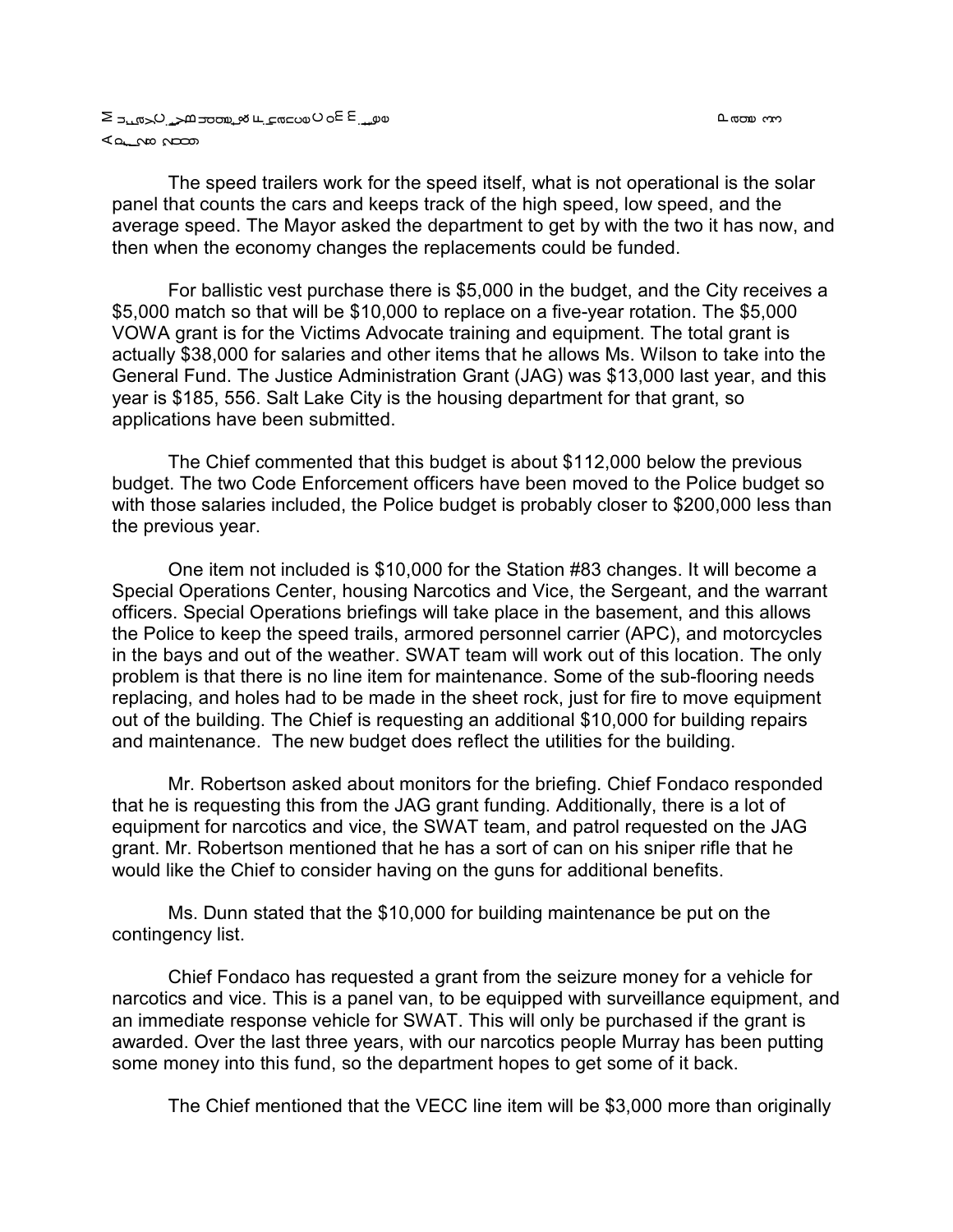The speed trailers work for the speed itself, what is not operational is the solar panel that counts the cars and keeps track of the high speed, low speed, and the average speed. The Mayor asked the department to get by with the two it has now, and then when the economy changes the replacements could be funded.

For ballistic vest purchase there is $5,000 in the budget, and the City receives a $5,000 match so that will be $10,000 to replace on a five-year rotation. The $5,000 VOWA grant is for the Victims Advocate training and equipment. The total grant is actually $38,000 for salaries and other items that he allows Ms. Wilson to take into the General Fund. The Justice Administration Grant (JAG) was $13,000 last year, and this year is $185, 556. Salt Lake City is the housing department for that grant, so applications have been submitted.

The Chief commented that this budget is about $112,000 below the previous budget. The two Code Enforcement officers have been moved to the Police budget so with those salaries included, the Police budget is probably closer to $200,000 less than the previous year.

One item not included is $10,000 for the Station #83 changes. It will become a Special Operations Center, housing Narcotics and Vice, the Sergeant, and the warrant officers. Special Operations briefings will take place in the basement, and this allows the Police to keep the speed trails, armored personnel carrier (APC), and motorcycles in the bays and out of the weather. SWAT team will work out of this location. The only problem is that there is no line item for maintenance. Some of the sub-flooring needs replacing, and holes had to be made in the sheet rock, just for fire to move equipment out of the building. The Chief is requesting an additional $10,000 for building repairs and maintenance. The new budget does reflect the utilities for the building.

Mr. Robertson asked about monitors for the briefing. Chief Fondaco responded that he is requesting this from the JAG grant funding. Additionally, there is a lot of equipment for narcotics and vice, the SWAT team, and patrol requested on the JAG grant. Mr. Robertson mentioned that he has a sort of can on his sniper rifle that he would like the Chief to consider having on the guns for additional benefits.

Ms. Dunn stated that the $10,000 for building maintenance be put on the contingency list.

Chief Fondaco has requested a grant from the seizure money for a vehicle for narcotics and vice. This is a panel van, to be equipped with surveillance equipment, and an immediate response vehicle for SWAT. This will only be purchased if the grant is awarded. Over the last three years, with our narcotics people Murray has been putting some money into this fund, so the department hopes to get some of it back.

The Chief mentioned that the VECC line item will be $3,000 more than originally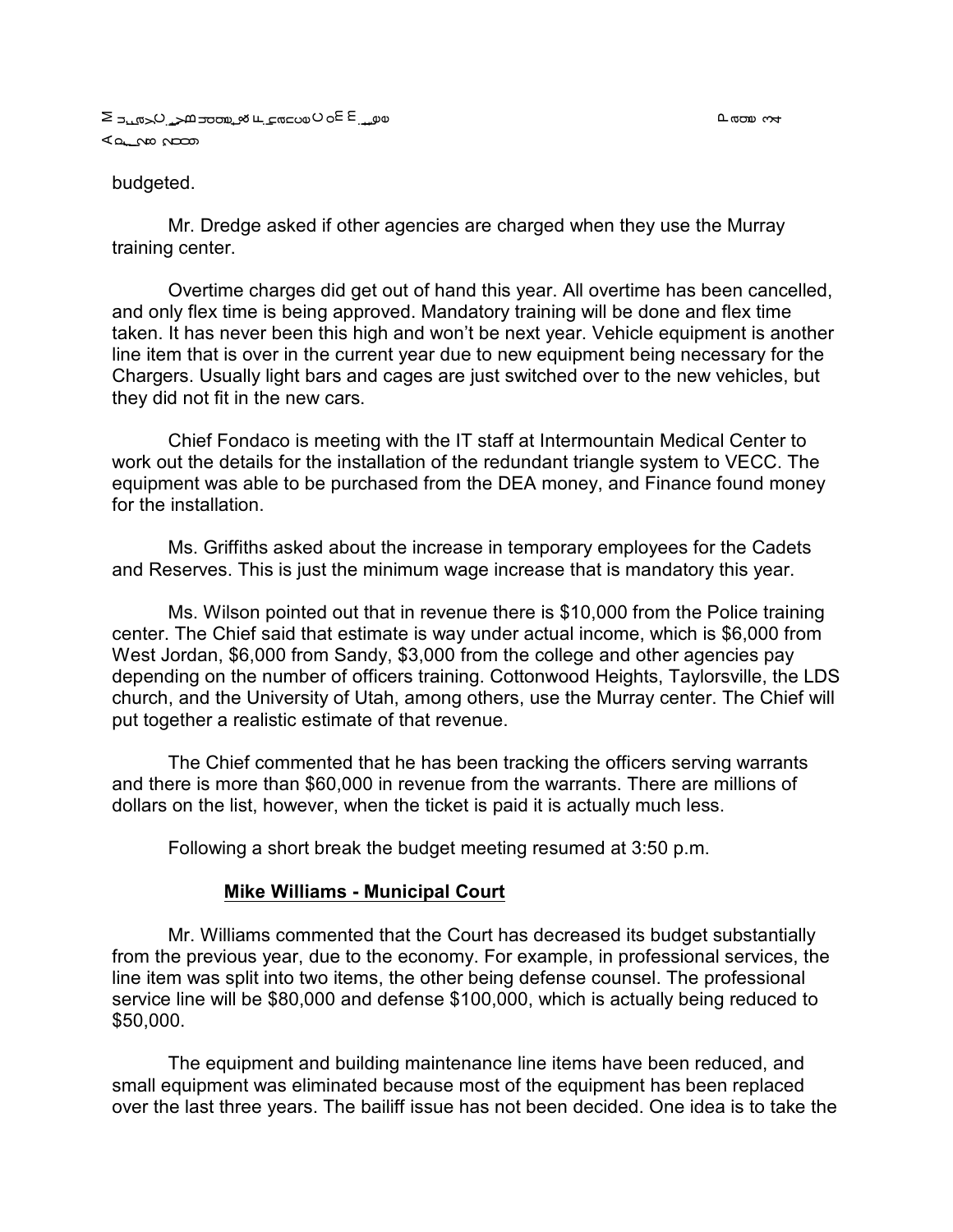budgeted.

Mr. Dredge asked if other agencies are charged when they use the Murray training center.

Overtime charges did get out of hand this year. All overtime has been cancelled, and only flex time is being approved. Mandatory training will be done and flex time taken. It has never been this high and won't be next year. Vehicle equipment is another line item that is over in the current year due to new equipment being necessary for the Chargers. Usually light bars and cages are just switched over to the new vehicles, but they did not fit in the new cars.

Chief Fondaco is meeting with the IT staff at Intermountain Medical Center to work out the details for the installation of the redundant triangle system to VECC. The equipment was able to be purchased from the DEA money, and Finance found money for the installation.

Ms. Griffiths asked about the increase in temporary employees for the Cadets and Reserves. This is just the minimum wage increase that is mandatory this year.

Ms. Wilson pointed out that in revenue there is $10,000 from the Police training center. The Chief said that estimate is way under actual income, which is $6,000 from West Jordan, $6,000 from Sandy, $3,000 from the college and other agencies pay depending on the number of officers training. Cottonwood Heights, Taylorsville, the LDS church, and the University of Utah, among others, use the Murray center. The Chief will put together a realistic estimate of that revenue.

The Chief commented that he has been tracking the officers serving warrants and there is more than $60,000 in revenue from the warrants. There are millions of dollars on the list, however, when the ticket is paid it is actually much less.

Following a short break the budget meeting resumed at 3:50 p.m.

**Mike Williams - Municipal Court**

Mr. Williams commented that the Court has decreased its budget substantially from the previous year, due to the economy. For example, in professional services, the line item was split into two items, the other being defense counsel. The professional service line will be $80,000 and defense $100,000, which is actually being reduced to $50,000.

The equipment and building maintenance line items have been reduced, and small equipment was eliminated because most of the equipment has been replaced over the last three years. The bailiff issue has not been decided. One idea is to take the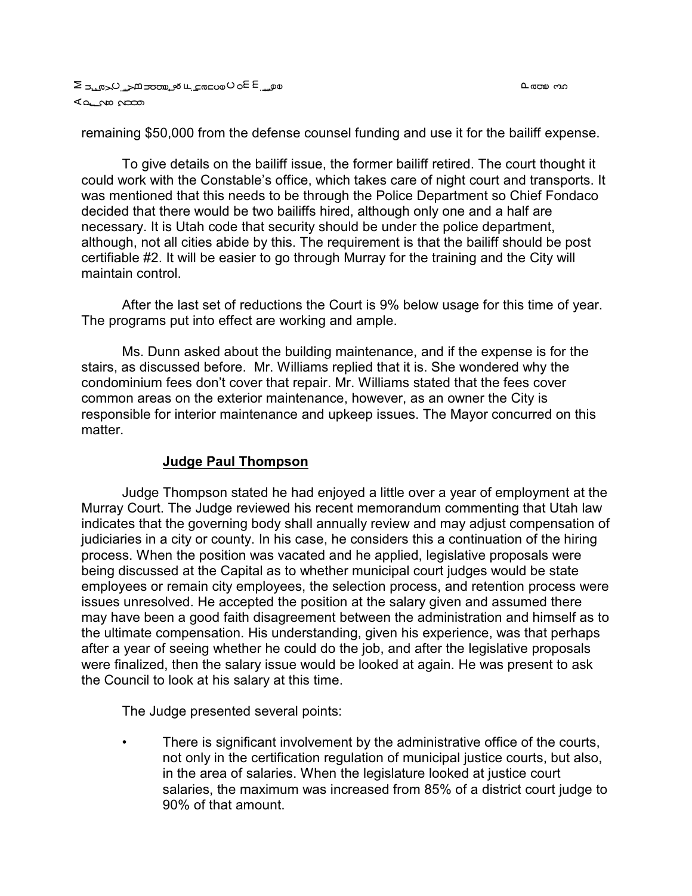remaining $50,000 from the defense counsel funding and use it for the bailiff expense.

To give details on the bailiff issue, the former bailiff retired. The court thought it could work with the Constable's office, which takes care of night court and transports. It was mentioned that this needs to be through the Police Department so Chief Fondaco decided that there would be two bailiffs hired, although only one and a half are necessary. It is Utah code that security should be under the police department, although, not all cities abide by this. The requirement is that the bailiff should be post certifiable #2. It will be easier to go through Murray for the training and the City will maintain control.

After the last set of reductions the Court is 9% below usage for this time of year. The programs put into effect are working and ample.

Ms. Dunn asked about the building maintenance, and if the expense is for the stairs, as discussed before. Mr. Williams replied that it is. She wondered why the condominium fees don't cover that repair. Mr. Williams stated that the fees cover common areas on the exterior maintenance, however, as an owner the City is responsible for interior maintenance and upkeep issues. The Mayor concurred on this matter.

**Judge Paul Thompson**

Judge Thompson stated he had enjoyed a little over a year of employment at the Murray Court. The Judge reviewed his recent memorandum commenting that Utah law indicates that the governing body shall annually review and may adjust compensation of judiciaries in a city or county. In his case, he considers this a continuation of the hiring process. When the position was vacated and he applied, legislative proposals were being discussed at the Capital as to whether municipal court judges would be state employees or remain city employees, the selection process, and retention process were issues unresolved. He accepted the position at the salary given and assumed there may have been a good faith disagreement between the administration and himself as to the ultimate compensation. His understanding, given his experience, was that perhaps after a year of seeing whether he could do the job, and after the legislative proposals were finalized, then the salary issue would be looked at again. He was present to ask the Council to look at his salary at this time.

The Judge presented several points:

- There is significant involvement by the administrative office of the courts, not only in the certification regulation of municipal justice courts, but also, in the area of salaries. When the legislature looked at justice court salaries, the maximum was increased from 85% of a district court judge to 90% of that amount.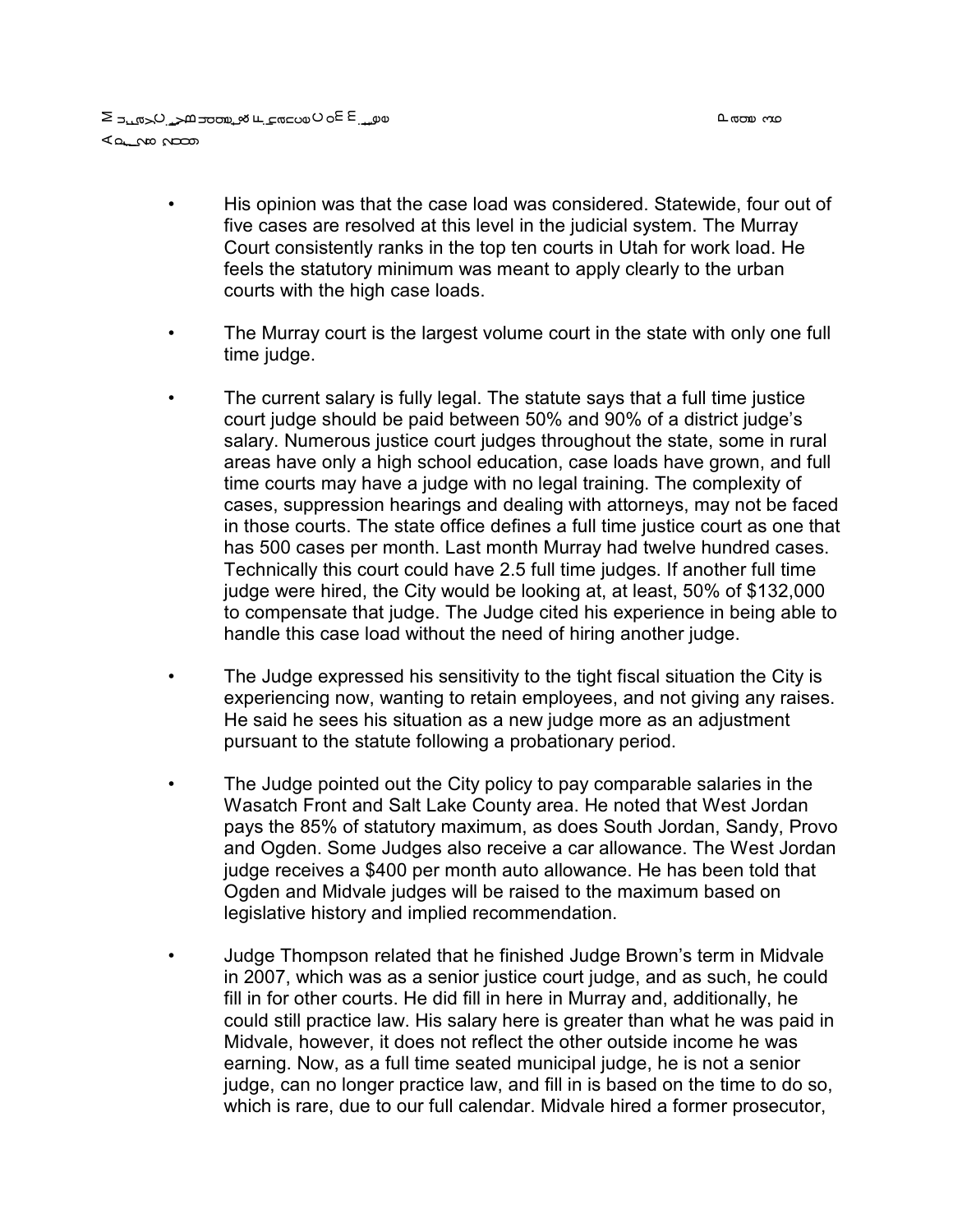- His opinion was that the case load was considered. Statewide, four out of five cases are resolved at this level in the judicial system. The Murray Court consistently ranks in the top ten courts in Utah for work load. He feels the statutory minimum was meant to apply clearly to the urban courts with the high case loads.

- The Murray court is the largest volume court in the state with only one full time judge.

- The current salary is fully legal. The statute says that a full time justice court judge should be paid between 50% and 90% of a district judge's salary. Numerous justice court judges throughout the state, some in rural areas have only a high school education, case loads have grown, and full time courts may have a judge with no legal training. The complexity of cases, suppression hearings and dealing with attorneys, may not be faced in those courts. The state office defines a full time justice court as one that has 500 cases per month. Last month Murray had twelve hundred cases. Technically this court could have 2.5 full time judges. If another full time judge were hired, the City would be looking at, at least, 50% of $132,000 to compensate that judge. The Judge cited his experience in being able to handle this case load without the need of hiring another judge.

- The Judge expressed his sensitivity to the tight fiscal situation the City is experiencing now, wanting to retain employees, and not giving any raises. He said he sees his situation as a new judge more as an adjustment pursuant to the statute following a probationary period.

- The Judge pointed out the City policy to pay comparable salaries in the Wasatch Front and Salt Lake County area. He noted that West Jordan pays the 85% of statutory maximum, as does South Jordan, Sandy, Provo and Ogden. Some Judges also receive a car allowance. The West Jordan judge receives a $400 per month auto allowance. He has been told that Ogden and Midvale judges will be raised to the maximum based on legislative history and implied recommendation.

- Judge Thompson related that he finished Judge Brown's term in Midvale in 2007, which was as a senior justice court judge, and as such, he could fill in for other courts. He did fill in here in Murray and, additionally, he could still practice law. His salary here is greater than what he was paid in Midvale, however, it does not reflect the other outside income he was earning. Now, as a full time seated municipal judge, he is not a senior judge, can no longer practice law, and fill in is based on the time to do so, which is rare, due to our full calendar. Midvale hired a former prosecutor,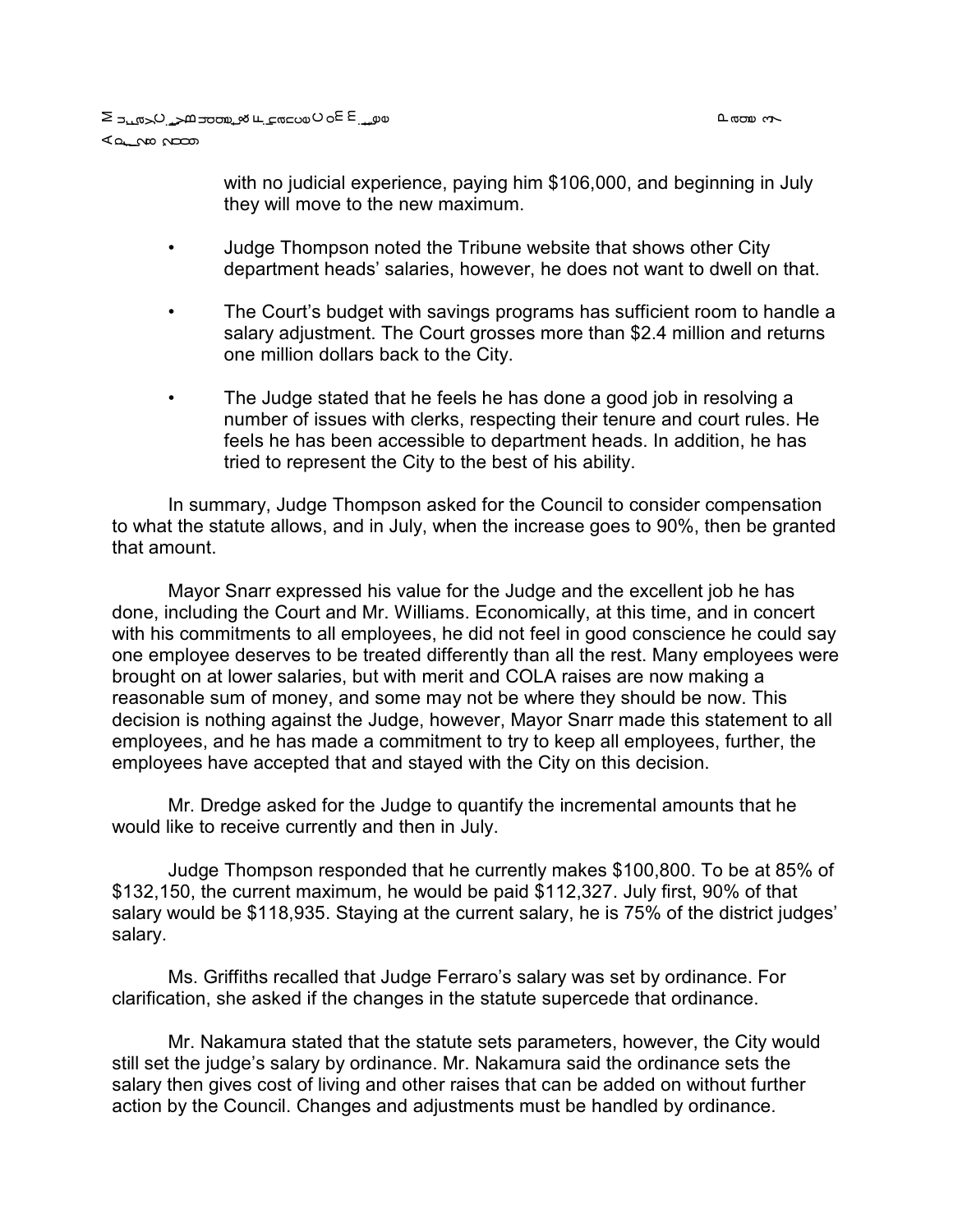with no judicial experience, paying him $106,000, and beginning in July they will move to the new maximum.

- Judge Thompson noted the Tribune website that shows other City department heads' salaries, however, he does not want to dwell on that.
- The Court's budget with savings programs has sufficient room to handle a salary adjustment. The Court grosses more than $2.4 million and returns one million dollars back to the City.
- The Judge stated that he feels he has done a good job in resolving a number of issues with clerks, respecting their tenure and court rules. He feels he has been accessible to department heads. In addition, he has tried to represent the City to the best of his ability.

In summary, Judge Thompson asked for the Council to consider compensation to what the statute allows, and in July, when the increase goes to 90%, then be granted that amount.

Mayor Snarr expressed his value for the Judge and the excellent job he has done, including the Court and Mr. Williams. Economically, at this time, and in concert with his commitments to all employees, he did not feel in good conscience he could say one employee deserves to be treated differently than all the rest. Many employees were brought on at lower salaries, but with merit and COLA raises are now making a reasonable sum of money, and some may not be where they should be now. This decision is nothing against the Judge, however, Mayor Snarr made this statement to all employees, and he has made a commitment to try to keep all employees, further, the employees have accepted that and stayed with the City on this decision.

Mr. Dredge asked for the Judge to quantify the incremental amounts that he would like to receive currently and then in July.

Judge Thompson responded that he currently makes $100,800. To be at 85% of $132,150, the current maximum, he would be paid $112,327. July first, 90% of that salary would be $118,935. Staying at the current salary, he is 75% of the district judges' salary.

Ms. Griffiths recalled that Judge Ferraro's salary was set by ordinance. For clarification, she asked if the changes in the statute supercede that ordinance.

Mr. Nakamura stated that the statute sets parameters, however, the City would still set the judge's salary by ordinance. Mr. Nakamura said the ordinance sets the salary then gives cost of living and other raises that can be added on without further action by the Council. Changes and adjustments must be handled by ordinance.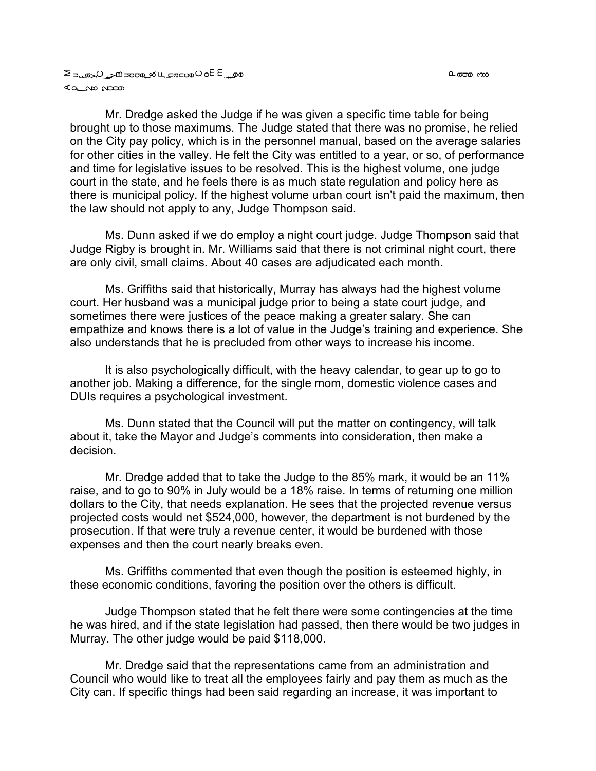Mr. Dredge asked the Judge if he was given a specific time table for being brought up to those maximums. The Judge stated that there was no promise, he relied on the City pay policy, which is in the personnel manual, based on the average salaries for other cities in the valley. He felt the City was entitled to a year, or so, of performance and time for legislative issues to be resolved. This is the highest volume, one judge court in the state, and he feels there is as much state regulation and policy here as there is municipal policy. If the highest volume urban court isn't paid the maximum, then the law should not apply to any, Judge Thompson said.

Ms. Dunn asked if we do employ a night court judge. Judge Thompson said that Judge Rigby is brought in. Mr. Williams said that there is not criminal night court, there are only civil, small claims. About 40 cases are adjudicated each month.

Ms. Griffiths said that historically, Murray has always had the highest volume court. Her husband was a municipal judge prior to being a state court judge, and sometimes there were justices of the peace making a greater salary. She can empathize and knows there is a lot of value in the Judge's training and experience. She also understands that he is precluded from other ways to increase his income.

It is also psychologically difficult, with the heavy calendar, to gear up to go to another job. Making a difference, for the single mom, domestic violence cases and DUIs requires a psychological investment.

Ms. Dunn stated that the Council will put the matter on contingency, will talk about it, take the Mayor and Judge's comments into consideration, then make a decision.

Mr. Dredge added that to take the Judge to the 85% mark, it would be an 11% raise, and to go to 90% in July would be a 18% raise. In terms of returning one million dollars to the City, that needs explanation. He sees that the projected revenue versus projected costs would net $524,000, however, the department is not burdened by the prosecution. If that were truly a revenue center, it would be burdened with those expenses and then the court nearly breaks even.

Ms. Griffiths commented that even though the position is esteemed highly, in these economic conditions, favoring the position over the others is difficult.

Judge Thompson stated that he felt there were some contingencies at the time he was hired, and if the state legislation had passed, then there would be two judges in Murray. The other judge would be paid $118,000.

Mr. Dredge said that the representations came from an administration and Council who would like to treat all the employees fairly and pay them as much as the City can. If specific things had been said regarding an increase, it was important to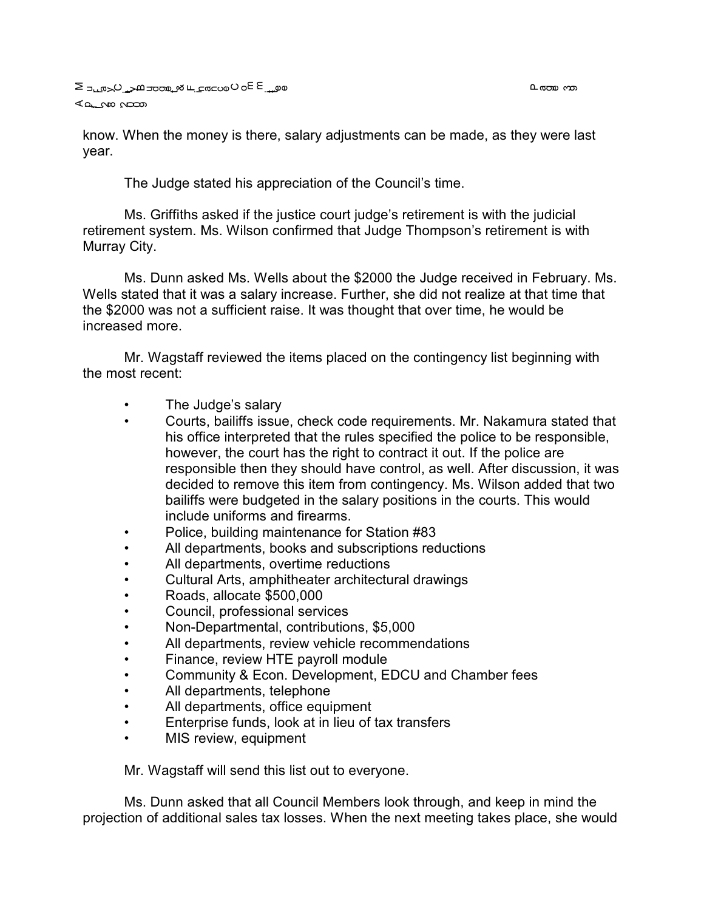know. When the money is there, salary adjustments can be made, as they were last year.

The Judge stated his appreciation of the Council's time.

Ms. Griffiths asked if the justice court judge's retirement is with the judicial retirement system. Ms. Wilson confirmed that Judge Thompson's retirement is with Murray City.

Ms. Dunn asked Ms. Wells about the $2000 the Judge received in February. Ms. Wells stated that it was a salary increase. Further, she did not realize at that time that the $2000 was not a sufficient raise. It was thought that over time, he would be increased more.

Mr. Wagstaff reviewed the items placed on the contingency list beginning with the most recent:

- The Judge's salary
- Courts, bailiffs issue, check code requirements. Mr. Nakamura stated that his office interpreted that the rules specified the police to be responsible, however, the court has the right to contract it out. If the police are responsible then they should have control, as well. After discussion, it was decided to remove this item from contingency. Ms. Wilson added that two bailiffs were budgeted in the salary positions in the courts. This would include uniforms and firearms.
- Police, building maintenance for Station #83
- All departments, books and subscriptions reductions
- All departments, overtime reductions
- Cultural Arts, amphitheater architectural drawings
- Roads, allocate $500,000
- Council, professional services
- Non-Departmental, contributions, $5,000
- All departments, review vehicle recommendations
- Finance, review HTE payroll module
- Community & Econ. Development, EDCU and Chamber fees
- All departments, telephone
- All departments, office equipment
- Enterprise funds, look at in lieu of tax transfers
- MIS review, equipment

Mr. Wagstaff will send this list out to everyone.

Ms. Dunn asked that all Council Members look through, and keep in mind the projection of additional sales tax losses. When the next meeting takes place, she would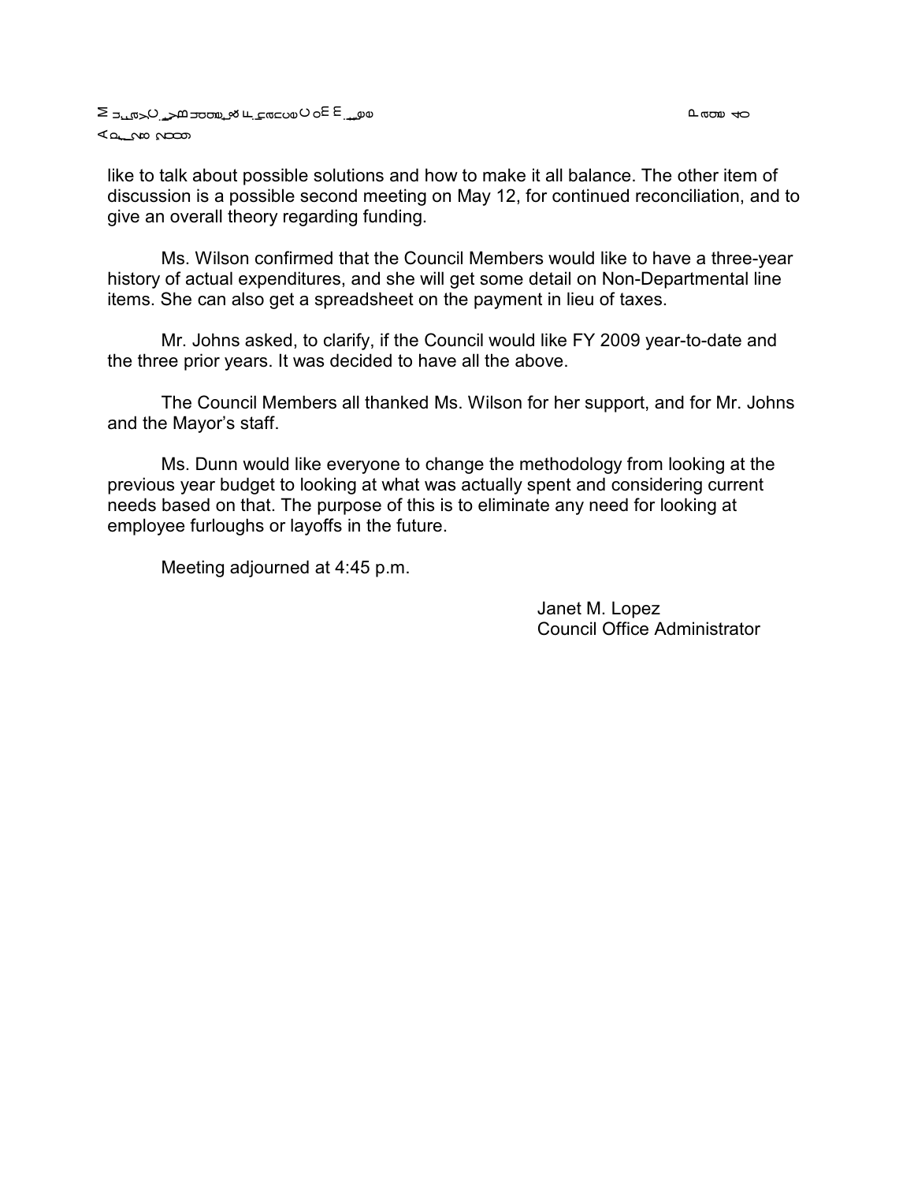like to talk about possible solutions and how to make it all balance. The other item of discussion is a possible second meeting on May 12, for continued reconciliation, and to give an overall theory regarding funding.

Ms. Wilson confirmed that the Council Members would like to have a three-year history of actual expenditures, and she will get some detail on Non-Departmental line items. She can also get a spreadsheet on the payment in lieu of taxes.

Mr. Johns asked, to clarify, if the Council would like FY 2009 year-to-date and the three prior years. It was decided to have all the above.

The Council Members all thanked Ms. Wilson for her support, and for Mr. Johns and the Mayor's staff.

Ms. Dunn would like everyone to change the methodology from looking at the previous year budget to looking at what was actually spent and considering current needs based on that. The purpose of this is to eliminate any need for looking at employee furloughs or layoffs in the future.

Meeting adjourned at 4:45 p.m.

Janet M. Lopez
Council Office Administrator